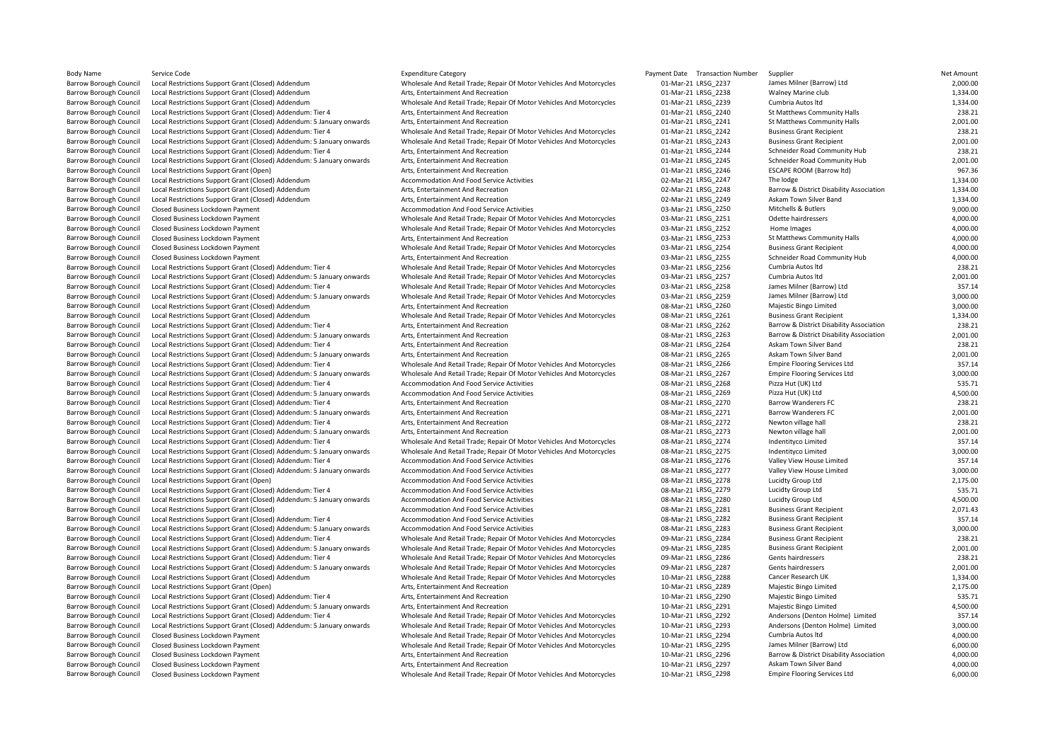| Body Name | Service Code | Expenditure Category | Payment Date | Transaction Number | Supplier | Net Amount |
|---|---|---|---|---|---|---|
| Barrow Borough Council | Local Restrictions Support Grant (Closed) Addendum | Wholesale And Retail Trade; Repair Of Motor Vehicles And Motorcycles | 01-Mar-21 | LRSG_2237 | James Milner (Barrow) Ltd | 2,000.00 |
| Barrow Borough Council | Local Restrictions Support Grant (Closed) Addendum | Arts, Entertainment And Recreation | 01-Mar-21 | LRSG_2238 | Walney Marine club | 1,334.00 |
| Barrow Borough Council | Local Restrictions Support Grant (Closed) Addendum | Wholesale And Retail Trade; Repair Of Motor Vehicles And Motorcycles | 01-Mar-21 | LRSG_2239 | Cumbria Autos ltd | 1,334.00 |
| Barrow Borough Council | Local Restrictions Support Grant (Closed) Addendum: Tier 4 | Arts, Entertainment And Recreation | 01-Mar-21 | LRSG_2240 | St Matthews Community Halls | 238.21 |
| Barrow Borough Council | Local Restrictions Support Grant (Closed) Addendum: 5 January onwards | Arts, Entertainment And Recreation | 01-Mar-21 | LRSG_2241 | St Matthews Community Halls | 2,001.00 |
| Barrow Borough Council | Local Restrictions Support Grant (Closed) Addendum: Tier 4 | Wholesale And Retail Trade; Repair Of Motor Vehicles And Motorcycles | 01-Mar-21 | LRSG_2242 | Business Grant Recipient | 238.21 |
| Barrow Borough Council | Local Restrictions Support Grant (Closed) Addendum: 5 January onwards | Wholesale And Retail Trade; Repair Of Motor Vehicles And Motorcycles | 01-Mar-21 | LRSG_2243 | Business Grant Recipient | 2,001.00 |
| Barrow Borough Council | Local Restrictions Support Grant (Closed) Addendum: Tier 4 | Arts, Entertainment And Recreation | 01-Mar-21 | LRSG_2244 | Schneider Road Community Hub | 238.21 |
| Barrow Borough Council | Local Restrictions Support Grant (Closed) Addendum: 5 January onwards | Arts, Entertainment And Recreation | 01-Mar-21 | LRSG_2245 | Schneider Road Community Hub | 2,001.00 |
| Barrow Borough Council | Local Restrictions Support Grant (Open) | Arts, Entertainment And Recreation | 01-Mar-21 | LRSG_2246 | ESCAPE ROOM (Barrow ltd) | 967.36 |
| Barrow Borough Council | Local Restrictions Support Grant (Closed) Addendum | Accommodation And Food Service Activities | 02-Mar-21 | LRSG_2247 | The lodge | 1,334.00 |
| Barrow Borough Council | Local Restrictions Support Grant (Closed) Addendum | Arts, Entertainment And Recreation | 02-Mar-21 | LRSG_2248 | Barrow & District Disability Association | 1,334.00 |
| Barrow Borough Council | Local Restrictions Support Grant (Closed) Addendum | Arts, Entertainment And Recreation | 02-Mar-21 | LRSG_2249 | Askam Town Silver Band | 1,334.00 |
| Barrow Borough Council | Closed Business Lockdown Payment | Accommodation And Food Service Activities | 03-Mar-21 | LRSG_2250 | Mitchells & Butlers | 9,000.00 |
| Barrow Borough Council | Closed Business Lockdown Payment | Wholesale And Retail Trade; Repair Of Motor Vehicles And Motorcycles | 03-Mar-21 | LRSG_2251 | Odette hairdressers | 4,000.00 |
| Barrow Borough Council | Closed Business Lockdown Payment | Wholesale And Retail Trade; Repair Of Motor Vehicles And Motorcycles | 03-Mar-21 | LRSG_2252 | Home Images | 4,000.00 |
| Barrow Borough Council | Closed Business Lockdown Payment | Arts, Entertainment And Recreation | 03-Mar-21 | LRSG_2253 | St Matthews Community Halls | 4,000.00 |
| Barrow Borough Council | Closed Business Lockdown Payment | Wholesale And Retail Trade; Repair Of Motor Vehicles And Motorcycles | 03-Mar-21 | LRSG_2254 | Business Grant Recipient | 4,000.00 |
| Barrow Borough Council | Closed Business Lockdown Payment | Arts, Entertainment And Recreation | 03-Mar-21 | LRSG_2255 | Schneider Road Community Hub | 4,000.00 |
| Barrow Borough Council | Local Restrictions Support Grant (Closed) Addendum: Tier 4 | Wholesale And Retail Trade; Repair Of Motor Vehicles And Motorcycles | 03-Mar-21 | LRSG_2256 | Cumbria Autos ltd | 238.21 |
| Barrow Borough Council | Local Restrictions Support Grant (Closed) Addendum: 5 January onwards | Wholesale And Retail Trade; Repair Of Motor Vehicles And Motorcycles | 03-Mar-21 | LRSG_2257 | Cumbria Autos ltd | 2,001.00 |
| Barrow Borough Council | Local Restrictions Support Grant (Closed) Addendum: Tier 4 | Wholesale And Retail Trade; Repair Of Motor Vehicles And Motorcycles | 03-Mar-21 | LRSG_2258 | James Milner (Barrow) Ltd | 357.14 |
| Barrow Borough Council | Local Restrictions Support Grant (Closed) Addendum: 5 January onwards | Wholesale And Retail Trade; Repair Of Motor Vehicles And Motorcycles | 03-Mar-21 | LRSG_2259 | James Milner (Barrow) Ltd | 3,000.00 |
| Barrow Borough Council | Local Restrictions Support Grant (Closed) Addendum | Arts, Entertainment And Recreation | 08-Mar-21 | LRSG_2260 | Majestic Bingo Limited | 3,000.00 |
| Barrow Borough Council | Local Restrictions Support Grant (Closed) Addendum | Wholesale And Retail Trade; Repair Of Motor Vehicles And Motorcycles | 08-Mar-21 | LRSG_2261 | Business Grant Recipient | 1,334.00 |
| Barrow Borough Council | Local Restrictions Support Grant (Closed) Addendum: Tier 4 | Arts, Entertainment And Recreation | 08-Mar-21 | LRSG_2262 | Barrow & District Disability Association | 238.21 |
| Barrow Borough Council | Local Restrictions Support Grant (Closed) Addendum: 5 January onwards | Arts, Entertainment And Recreation | 08-Mar-21 | LRSG_2263 | Barrow & District Disability Association | 2,001.00 |
| Barrow Borough Council | Local Restrictions Support Grant (Closed) Addendum: Tier 4 | Arts, Entertainment And Recreation | 08-Mar-21 | LRSG_2264 | Askam Town Silver Band | 238.21 |
| Barrow Borough Council | Local Restrictions Support Grant (Closed) Addendum: 5 January onwards | Arts, Entertainment And Recreation | 08-Mar-21 | LRSG_2265 | Askam Town Silver Band | 2,001.00 |
| Barrow Borough Council | Local Restrictions Support Grant (Closed) Addendum: Tier 4 | Wholesale And Retail Trade; Repair Of Motor Vehicles And Motorcycles | 08-Mar-21 | LRSG_2266 | Empire Flooring Services Ltd | 357.14 |
| Barrow Borough Council | Local Restrictions Support Grant (Closed) Addendum: 5 January onwards | Wholesale And Retail Trade; Repair Of Motor Vehicles And Motorcycles | 08-Mar-21 | LRSG_2267 | Empire Flooring Services Ltd | 3,000.00 |
| Barrow Borough Council | Local Restrictions Support Grant (Closed) Addendum: Tier 4 | Accommodation And Food Service Activities | 08-Mar-21 | LRSG_2268 | Pizza Hut (UK) Ltd | 535.71 |
| Barrow Borough Council | Local Restrictions Support Grant (Closed) Addendum: 5 January onwards | Accommodation And Food Service Activities | 08-Mar-21 | LRSG_2269 | Pizza Hut (UK) Ltd | 4,500.00 |
| Barrow Borough Council | Local Restrictions Support Grant (Closed) Addendum: Tier 4 | Arts, Entertainment And Recreation | 08-Mar-21 | LRSG_2270 | Barrow Wanderers FC | 238.21 |
| Barrow Borough Council | Local Restrictions Support Grant (Closed) Addendum: 5 January onwards | Arts, Entertainment And Recreation | 08-Mar-21 | LRSG_2271 | Barrow Wanderers FC | 2,001.00 |
| Barrow Borough Council | Local Restrictions Support Grant (Closed) Addendum: Tier 4 | Arts, Entertainment And Recreation | 08-Mar-21 | LRSG_2272 | Newton village hall | 238.21 |
| Barrow Borough Council | Local Restrictions Support Grant (Closed) Addendum: 5 January onwards | Arts, Entertainment And Recreation | 08-Mar-21 | LRSG_2273 | Newton village hall | 2,001.00 |
| Barrow Borough Council | Local Restrictions Support Grant (Closed) Addendum: Tier 4 | Wholesale And Retail Trade; Repair Of Motor Vehicles And Motorcycles | 08-Mar-21 | LRSG_2274 | Indentityco Limited | 357.14 |
| Barrow Borough Council | Local Restrictions Support Grant (Closed) Addendum: 5 January onwards | Wholesale And Retail Trade; Repair Of Motor Vehicles And Motorcycles | 08-Mar-21 | LRSG_2275 | Indentityco Limited | 3,000.00 |
| Barrow Borough Council | Local Restrictions Support Grant (Closed) Addendum: Tier 4 | Accommodation And Food Service Activities | 08-Mar-21 | LRSG_2276 | Valley View House Limited | 357.14 |
| Barrow Borough Council | Local Restrictions Support Grant (Closed) Addendum: 5 January onwards | Accommodation And Food Service Activities | 08-Mar-21 | LRSG_2277 | Valley View House Limited | 3,000.00 |
| Barrow Borough Council | Local Restrictions Support Grant (Open) | Accommodation And Food Service Activities | 08-Mar-21 | LRSG_2278 | Lucidty Group Ltd | 2,175.00 |
| Barrow Borough Council | Local Restrictions Support Grant (Closed) Addendum: Tier 4 | Accommodation And Food Service Activities | 08-Mar-21 | LRSG_2279 | Lucidty Group Ltd | 535.71 |
| Barrow Borough Council | Local Restrictions Support Grant (Closed) Addendum: 5 January onwards | Accommodation And Food Service Activities | 08-Mar-21 | LRSG_2280 | Lucidty Group Ltd | 4,500.00 |
| Barrow Borough Council | Local Restrictions Support Grant (Closed) | Accommodation And Food Service Activities | 08-Mar-21 | LRSG_2281 | Business Grant Recipient | 2,071.43 |
| Barrow Borough Council | Local Restrictions Support Grant (Closed) Addendum: Tier 4 | Accommodation And Food Service Activities | 08-Mar-21 | LRSG_2282 | Business Grant Recipient | 357.14 |
| Barrow Borough Council | Local Restrictions Support Grant (Closed) Addendum: 5 January onwards | Accommodation And Food Service Activities | 08-Mar-21 | LRSG_2283 | Business Grant Recipient | 3,000.00 |
| Barrow Borough Council | Local Restrictions Support Grant (Closed) Addendum: Tier 4 | Wholesale And Retail Trade; Repair Of Motor Vehicles And Motorcycles | 09-Mar-21 | LRSG_2284 | Business Grant Recipient | 238.21 |
| Barrow Borough Council | Local Restrictions Support Grant (Closed) Addendum: 5 January onwards | Wholesale And Retail Trade; Repair Of Motor Vehicles And Motorcycles | 09-Mar-21 | LRSG_2285 | Business Grant Recipient | 2,001.00 |
| Barrow Borough Council | Local Restrictions Support Grant (Closed) Addendum: Tier 4 | Wholesale And Retail Trade; Repair Of Motor Vehicles And Motorcycles | 09-Mar-21 | LRSG_2286 | Gents hairdressers | 238.21 |
| Barrow Borough Council | Local Restrictions Support Grant (Closed) Addendum: 5 January onwards | Wholesale And Retail Trade; Repair Of Motor Vehicles And Motorcycles | 09-Mar-21 | LRSG_2287 | Gents hairdressers | 2,001.00 |
| Barrow Borough Council | Local Restrictions Support Grant (Closed) Addendum | Wholesale And Retail Trade; Repair Of Motor Vehicles And Motorcycles | 10-Mar-21 | LRSG_2288 | Cancer Research UK | 1,334.00 |
| Barrow Borough Council | Local Restrictions Support Grant (Open) | Arts, Entertainment And Recreation | 10-Mar-21 | LRSG_2289 | Majestic Bingo Limited | 2,175.00 |
| Barrow Borough Council | Local Restrictions Support Grant (Closed) Addendum: Tier 4 | Arts, Entertainment And Recreation | 10-Mar-21 | LRSG_2290 | Majestic Bingo Limited | 535.71 |
| Barrow Borough Council | Local Restrictions Support Grant (Closed) Addendum: 5 January onwards | Arts, Entertainment And Recreation | 10-Mar-21 | LRSG_2291 | Majestic Bingo Limited | 4,500.00 |
| Barrow Borough Council | Local Restrictions Support Grant (Closed) Addendum: Tier 4 | Wholesale And Retail Trade; Repair Of Motor Vehicles And Motorcycles | 10-Mar-21 | LRSG_2292 | Andersons (Denton Holme) Limited | 357.14 |
| Barrow Borough Council | Local Restrictions Support Grant (Closed) Addendum: 5 January onwards | Wholesale And Retail Trade; Repair Of Motor Vehicles And Motorcycles | 10-Mar-21 | LRSG_2293 | Andersons (Denton Holme) Limited | 3,000.00 |
| Barrow Borough Council | Closed Business Lockdown Payment | Wholesale And Retail Trade; Repair Of Motor Vehicles And Motorcycles | 10-Mar-21 | LRSG_2294 | Cumbria Autos ltd | 4,000.00 |
| Barrow Borough Council | Closed Business Lockdown Payment | Wholesale And Retail Trade; Repair Of Motor Vehicles And Motorcycles | 10-Mar-21 | LRSG_2295 | James Milner (Barrow) Ltd | 6,000.00 |
| Barrow Borough Council | Closed Business Lockdown Payment | Arts, Entertainment And Recreation | 10-Mar-21 | LRSG_2296 | Barrow & District Disability Association | 4,000.00 |
| Barrow Borough Council | Closed Business Lockdown Payment | Arts, Entertainment And Recreation | 10-Mar-21 | LRSG_2297 | Askam Town Silver Band | 4,000.00 |
| Barrow Borough Council | Closed Business Lockdown Payment | Wholesale And Retail Trade; Repair Of Motor Vehicles And Motorcycles | 10-Mar-21 | LRSG_2298 | Empire Flooring Services Ltd | 6,000.00 |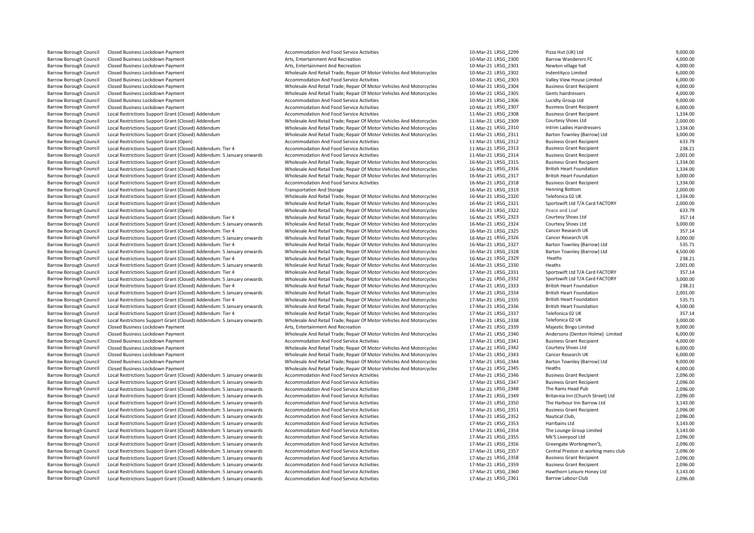| | | | | | | |
|---|---|---|---|---|---|---|
| Barrow Borough Council | Closed Business Lockdown Payment | Accommodation And Food Service Activities | 10-Mar-21 | LRSG_2299 | Pizza Hut (UK) Ltd | 9,000.00 |
| Barrow Borough Council | Closed Business Lockdown Payment | Arts, Entertainment And Recreation | 10-Mar-21 | LRSG_2300 | Barrow Wanderers FC | 4,000.00 |
| Barrow Borough Council | Closed Business Lockdown Payment | Arts, Entertainment And Recreation | 10-Mar-21 | LRSG_2301 | Newton village hall | 4,000.00 |
| Barrow Borough Council | Closed Business Lockdown Payment | Wholesale And Retail Trade; Repair Of Motor Vehicles And Motorcycles | 10-Mar-21 | LRSG_2302 | Indentityco Limited | 6,000.00 |
| Barrow Borough Council | Closed Business Lockdown Payment | Accommodation And Food Service Activities | 10-Mar-21 | LRSG_2303 | Valley View House Limited | 6,000.00 |
| Barrow Borough Council | Closed Business Lockdown Payment | Wholesale And Retail Trade; Repair Of Motor Vehicles And Motorcycles | 10-Mar-21 | LRSG_2304 | Business Grant Recipient | 4,000.00 |
| Barrow Borough Council | Closed Business Lockdown Payment | Wholesale And Retail Trade; Repair Of Motor Vehicles And Motorcycles | 10-Mar-21 | LRSG_2305 | Gents hairdressers | 4,000.00 |
| Barrow Borough Council | Closed Business Lockdown Payment | Accommodation And Food Service Activities | 10-Mar-21 | LRSG_2306 | Lucidty Group Ltd | 9,000.00 |
| Barrow Borough Council | Closed Business Lockdown Payment | Accommodation And Food Service Activities | 10-Mar-21 | LRSG_2307 | Business Grant Recipient | 6,000.00 |
| Barrow Borough Council | Local Restrictions Support Grant (Closed) Addendum | Accommodation And Food Service Activities | 11-Mar-21 | LRSG_2308 | Business Grant Recipient | 1,334.00 |
| Barrow Borough Council | Local Restrictions Support Grant (Closed) Addendum | Wholesale And Retail Trade; Repair Of Motor Vehicles And Motorcycles | 11-Mar-21 | LRSG_2309 | Courtesy Shoes Ltd | 2,000.00 |
| Barrow Borough Council | Local Restrictions Support Grant (Closed) Addendum | Wholesale And Retail Trade; Repair Of Motor Vehicles And Motorcycles | 11-Mar-21 | LRSG_2310 | Intrim Ladies Hairdressers | 1,334.00 |
| Barrow Borough Council | Local Restrictions Support Grant (Closed) Addendum | Wholesale And Retail Trade; Repair Of Motor Vehicles And Motorcycles | 11-Mar-21 | LRSG_2311 | Barton Townley (Barrow) Ltd | 3,000.00 |
| Barrow Borough Council | Local Restrictions Support Grant (Open) | Accommodation And Food Service Activities | 11-Mar-21 | LRSG_2312 | Business Grant Recipient | 633.79 |
| Barrow Borough Council | Local Restrictions Support Grant (Closed) Addendum: Tier 4 | Accommodation And Food Service Activities | 11-Mar-21 | LRSG_2313 | Business Grant Recipient | 238.21 |
| Barrow Borough Council | Local Restrictions Support Grant (Closed) Addendum: 5 January onwards | Accommodation And Food Service Activities | 11-Mar-21 | LRSG_2314 | Business Grant Recipient | 2,001.00 |
| Barrow Borough Council | Local Restrictions Support Grant (Closed) Addendum | Wholesale And Retail Trade; Repair Of Motor Vehicles And Motorcycles | 16-Mar-21 | LRSG_2315 | Business Grant Recipient | 1,334.00 |
| Barrow Borough Council | Local Restrictions Support Grant (Closed) Addendum | Wholesale And Retail Trade; Repair Of Motor Vehicles And Motorcycles | 16-Mar-21 | LRSG_2316 | British Heart Foundation | 1,334.00 |
| Barrow Borough Council | Local Restrictions Support Grant (Closed) Addendum | Wholesale And Retail Trade; Repair Of Motor Vehicles And Motorcycles | 16-Mar-21 | LRSG_2317 | British Heart Foundation | 3,000.00 |
| Barrow Borough Council | Local Restrictions Support Grant (Closed) Addendum | Accommodation And Food Service Activities | 16-Mar-21 | LRSG_2318 | Business Grant Recipient | 1,334.00 |
| Barrow Borough Council | Local Restrictions Support Grant (Closed) Addendum | Transportation And Storage | 16-Mar-21 | LRSG_2319 | Henning Bottom | 2,000.00 |
| Barrow Borough Council | Local Restrictions Support Grant (Closed) Addendum | Wholesale And Retail Trade; Repair Of Motor Vehicles And Motorcycles | 16-Mar-21 | LRSG_2320 | Telefonica 02 UK | 1,334.00 |
| Barrow Borough Council | Local Restrictions Support Grant (Closed) Addendum | Wholesale And Retail Trade; Repair Of Motor Vehicles And Motorcycles | 16-Mar-21 | LRSG_2321 | Sportswift Ltd T/A Card FACTORY | 2,000.00 |
| Barrow Borough Council | Local Restrictions Support Grant (Open) | Wholesale And Retail Trade; Repair Of Motor Vehicles And Motorcycles | 16-Mar-21 | LRSG_2322 | Peace and Loaf | 633.79 |
| Barrow Borough Council | Local Restrictions Support Grant (Closed) Addendum: Tier 4 | Wholesale And Retail Trade; Repair Of Motor Vehicles And Motorcycles | 16-Mar-21 | LRSG_2323 | Courtesy Shoes Ltd | 357.14 |
| Barrow Borough Council | Local Restrictions Support Grant (Closed) Addendum: 5 January onwards | Wholesale And Retail Trade; Repair Of Motor Vehicles And Motorcycles | 16-Mar-21 | LRSG_2324 | Courtesy Shoes Ltd | 3,000.00 |
| Barrow Borough Council | Local Restrictions Support Grant (Closed) Addendum: Tier 4 | Wholesale And Retail Trade; Repair Of Motor Vehicles And Motorcycles | 16-Mar-21 | LRSG_2325 | Cancer Research UK | 357.14 |
| Barrow Borough Council | Local Restrictions Support Grant (Closed) Addendum: 5 January onwards | Wholesale And Retail Trade; Repair Of Motor Vehicles And Motorcycles | 16-Mar-21 | LRSG_2326 | Cancer Research UK | 3,000.00 |
| Barrow Borough Council | Local Restrictions Support Grant (Closed) Addendum: Tier 4 | Wholesale And Retail Trade; Repair Of Motor Vehicles And Motorcycles | 16-Mar-21 | LRSG_2327 | Barton Townley (Barrow) Ltd | 535.71 |
| Barrow Borough Council | Local Restrictions Support Grant (Closed) Addendum: 5 January onwards | Wholesale And Retail Trade; Repair Of Motor Vehicles And Motorcycles | 16-Mar-21 | LRSG_2328 | Barton Townley (Barrow) Ltd | 4,500.00 |
| Barrow Borough Council | Local Restrictions Support Grant (Closed) Addendum: Tier 4 | Wholesale And Retail Trade; Repair Of Motor Vehicles And Motorcycles | 16-Mar-21 | LRSG_2329 | Heaths | 238.21 |
| Barrow Borough Council | Local Restrictions Support Grant (Closed) Addendum: 5 January onwards | Wholesale And Retail Trade; Repair Of Motor Vehicles And Motorcycles | 16-Mar-21 | LRSG_2330 | Heaths | 2,001.00 |
| Barrow Borough Council | Local Restrictions Support Grant (Closed) Addendum: Tier 4 | Wholesale And Retail Trade; Repair Of Motor Vehicles And Motorcycles | 17-Mar-21 | LRSG_2331 | Sportswift Ltd T/A Card FACTORY | 357.14 |
| Barrow Borough Council | Local Restrictions Support Grant (Closed) Addendum: 5 January onwards | Wholesale And Retail Trade; Repair Of Motor Vehicles And Motorcycles | 17-Mar-21 | LRSG_2332 | Sportswift Ltd T/A Card FACTORY | 3,000.00 |
| Barrow Borough Council | Local Restrictions Support Grant (Closed) Addendum: Tier 4 | Wholesale And Retail Trade; Repair Of Motor Vehicles And Motorcycles | 17-Mar-21 | LRSG_2333 | British Heart Foundation | 238.21 |
| Barrow Borough Council | Local Restrictions Support Grant (Closed) Addendum: 5 January onwards | Wholesale And Retail Trade; Repair Of Motor Vehicles And Motorcycles | 17-Mar-21 | LRSG_2334 | British Heart Foundation | 2,001.00 |
| Barrow Borough Council | Local Restrictions Support Grant (Closed) Addendum: Tier 4 | Wholesale And Retail Trade; Repair Of Motor Vehicles And Motorcycles | 17-Mar-21 | LRSG_2335 | British Heart Foundation | 535.71 |
| Barrow Borough Council | Local Restrictions Support Grant (Closed) Addendum: 5 January onwards | Wholesale And Retail Trade; Repair Of Motor Vehicles And Motorcycles | 17-Mar-21 | LRSG_2336 | British Heart Foundation | 4,500.00 |
| Barrow Borough Council | Local Restrictions Support Grant (Closed) Addendum: Tier 4 | Wholesale And Retail Trade; Repair Of Motor Vehicles And Motorcycles | 17-Mar-21 | LRSG_2337 | Telefonica 02 UK | 357.14 |
| Barrow Borough Council | Local Restrictions Support Grant (Closed) Addendum: 5 January onwards | Wholesale And Retail Trade; Repair Of Motor Vehicles And Motorcycles | 17-Mar-21 | LRSG_2338 | Telefonica 02 UK | 3,000.00 |
| Barrow Borough Council | Closed Business Lockdown Payment | Arts, Entertainment And Recreation | 17-Mar-21 | LRSG_2339 | Majestic Bingo Limited | 9,000.00 |
| Barrow Borough Council | Closed Business Lockdown Payment | Wholesale And Retail Trade; Repair Of Motor Vehicles And Motorcycles | 17-Mar-21 | LRSG_2340 | Andersons (Denton Holme) Limited | 6,000.00 |
| Barrow Borough Council | Closed Business Lockdown Payment | Accommodation And Food Service Activities | 17-Mar-21 | LRSG_2341 | Business Grant Recipient | 4,000.00 |
| Barrow Borough Council | Closed Business Lockdown Payment | Wholesale And Retail Trade; Repair Of Motor Vehicles And Motorcycles | 17-Mar-21 | LRSG_2342 | Courtesy Shoes Ltd | 6,000.00 |
| Barrow Borough Council | Closed Business Lockdown Payment | Wholesale And Retail Trade; Repair Of Motor Vehicles And Motorcycles | 17-Mar-21 | LRSG_2343 | Cancer Research UK | 6,000.00 |
| Barrow Borough Council | Closed Business Lockdown Payment | Wholesale And Retail Trade; Repair Of Motor Vehicles And Motorcycles | 17-Mar-21 | LRSG_2344 | Barton Townley (Barrow) Ltd | 9,000.00 |
| Barrow Borough Council | Closed Business Lockdown Payment | Wholesale And Retail Trade; Repair Of Motor Vehicles And Motorcycles | 17-Mar-21 | LRSG_2345 | Heaths | 4,000.00 |
| Barrow Borough Council | Local Restrictions Support Grant (Closed) Addendum: 5 January onwards | Accommodation And Food Service Activities | 17-Mar-21 | LRSG_2346 | Business Grant Recipient | 2,096.00 |
| Barrow Borough Council | Local Restrictions Support Grant (Closed) Addendum: 5 January onwards | Accommodation And Food Service Activities | 17-Mar-21 | LRSG_2347 | Business Grant Recipient | 2,096.00 |
| Barrow Borough Council | Local Restrictions Support Grant (Closed) Addendum: 5 January onwards | Accommodation And Food Service Activities | 17-Mar-21 | LRSG_2348 | The Rams Head Pub | 2,096.00 |
| Barrow Borough Council | Local Restrictions Support Grant (Closed) Addendum: 5 January onwards | Accommodation And Food Service Activities | 17-Mar-21 | LRSG_2349 | Britannia Inn (Church Street) Ltd | 2,096.00 |
| Barrow Borough Council | Local Restrictions Support Grant (Closed) Addendum: 5 January onwards | Accommodation And Food Service Activities | 17-Mar-21 | LRSG_2350 | The Harbour Inn Barrow Ltd | 3,143.00 |
| Barrow Borough Council | Local Restrictions Support Grant (Closed) Addendum: 5 January onwards | Accommodation And Food Service Activities | 17-Mar-21 | LRSG_2351 | Business Grant Recipient | 2,096.00 |
| Barrow Borough Council | Local Restrictions Support Grant (Closed) Addendum: 5 January onwards | Accommodation And Food Service Activities | 17-Mar-21 | LRSG_2352 | Nautical Club, | 2,096.00 |
| Barrow Borough Council | Local Restrictions Support Grant (Closed) Addendum: 5 January onwards | Accommodation And Food Service Activities | 17-Mar-21 | LRSG_2353 | Harrbains Ltd | 3,143.00 |
| Barrow Borough Council | Local Restrictions Support Grant (Closed) Addendum: 5 January onwards | Accommodation And Food Service Activities | 17-Mar-21 | LRSG_2354 | The Lounge Group Limited | 3,143.00 |
| Barrow Borough Council | Local Restrictions Support Grant (Closed) Addendum: 5 January onwards | Accommodation And Food Service Activities | 17-Mar-21 | LRSG_2355 | Mk'S Liverpool Ltd | 2,096.00 |
| Barrow Borough Council | Local Restrictions Support Grant (Closed) Addendum: 5 January onwards | Accommodation And Food Service Activities | 17-Mar-21 | LRSG_2356 | Greengate Workingmen'S, | 2,096.00 |
| Barrow Borough Council | Local Restrictions Support Grant (Closed) Addendum: 5 January onwards | Accommodation And Food Service Activities | 17-Mar-21 | LRSG_2357 | Central Preston st working mens club | 2,096.00 |
| Barrow Borough Council | Local Restrictions Support Grant (Closed) Addendum: 5 January onwards | Accommodation And Food Service Activities | 17-Mar-21 | LRSG_2358 | Business Grant Recipient | 2,096.00 |
| Barrow Borough Council | Local Restrictions Support Grant (Closed) Addendum: 5 January onwards | Accommodation And Food Service Activities | 17-Mar-21 | LRSG_2359 | Business Grant Recipient | 2,096.00 |
| Barrow Borough Council | Local Restrictions Support Grant (Closed) Addendum: 5 January onwards | Accommodation And Food Service Activities | 17-Mar-21 | LRSG_2360 | Hawthorn Leisure Honey Ltd | 3,143.00 |
| Barrow Borough Council | Local Restrictions Support Grant (Closed) Addendum: 5 January onwards | Accommodation And Food Service Activities | 17-Mar-21 | LRSG_2361 | Barrow Labour Club | 2,096.00 |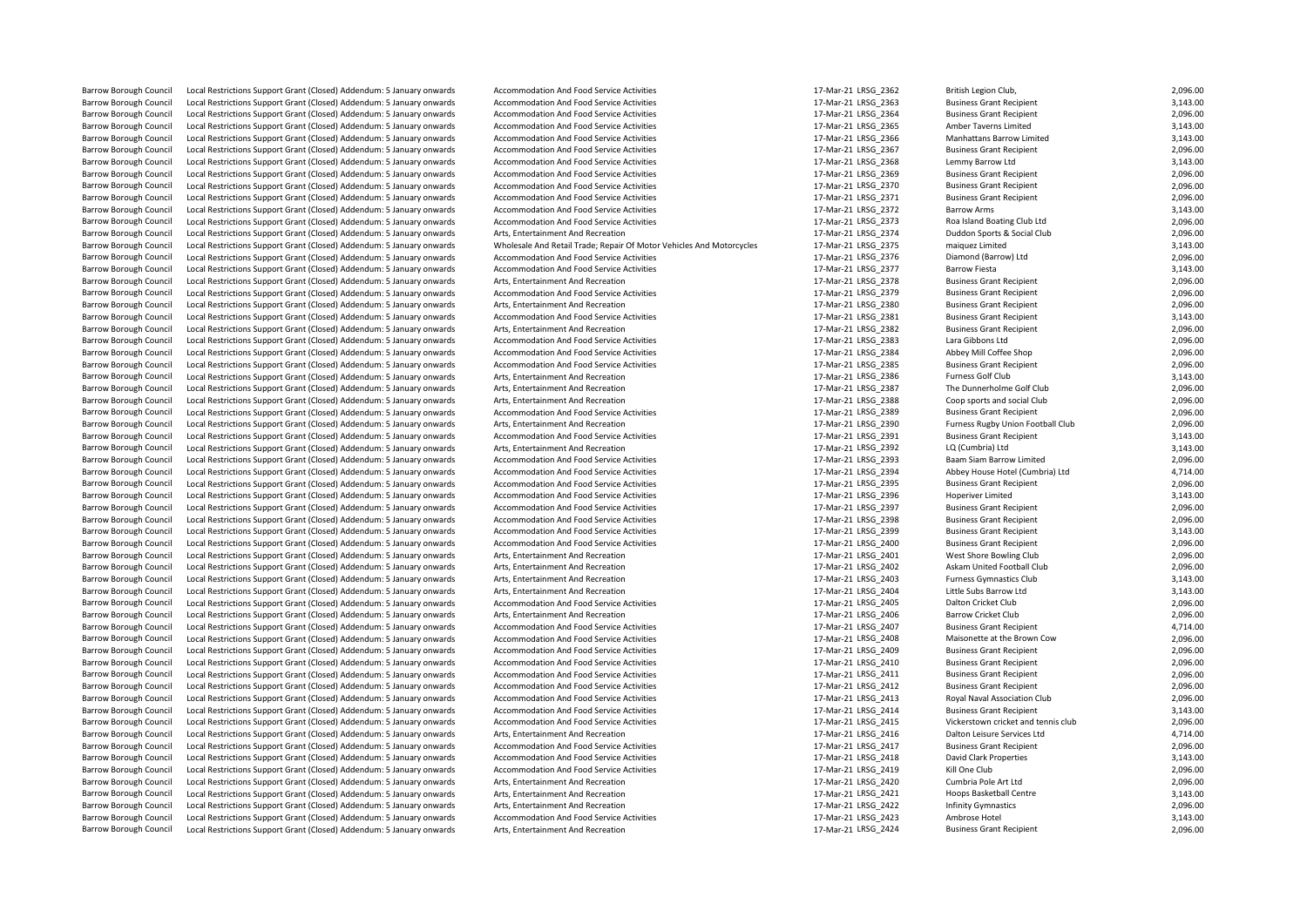| | | | | | | |
|---|---|---|---|---|---|---|
| Barrow Borough Council | Local Restrictions Support Grant (Closed) Addendum: 5 January onwards | Accommodation And Food Service Activities | 17-Mar-21 | LRSG_2362 | British Legion Club, | 2,096.00 |
| Barrow Borough Council | Local Restrictions Support Grant (Closed) Addendum: 5 January onwards | Accommodation And Food Service Activities | 17-Mar-21 | LRSG_2363 | Business Grant Recipient | 3,143.00 |
| Barrow Borough Council | Local Restrictions Support Grant (Closed) Addendum: 5 January onwards | Accommodation And Food Service Activities | 17-Mar-21 | LRSG_2364 | Business Grant Recipient | 2,096.00 |
| Barrow Borough Council | Local Restrictions Support Grant (Closed) Addendum: 5 January onwards | Accommodation And Food Service Activities | 17-Mar-21 | LRSG_2365 | Amber Taverns Limited | 3,143.00 |
| Barrow Borough Council | Local Restrictions Support Grant (Closed) Addendum: 5 January onwards | Accommodation And Food Service Activities | 17-Mar-21 | LRSG_2366 | Manhattans Barrow Limited | 3,143.00 |
| Barrow Borough Council | Local Restrictions Support Grant (Closed) Addendum: 5 January onwards | Accommodation And Food Service Activities | 17-Mar-21 | LRSG_2367 | Business Grant Recipient | 2,096.00 |
| Barrow Borough Council | Local Restrictions Support Grant (Closed) Addendum: 5 January onwards | Accommodation And Food Service Activities | 17-Mar-21 | LRSG_2368 | Lemmy Barrow Ltd | 3,143.00 |
| Barrow Borough Council | Local Restrictions Support Grant (Closed) Addendum: 5 January onwards | Accommodation And Food Service Activities | 17-Mar-21 | LRSG_2369 | Business Grant Recipient | 2,096.00 |
| Barrow Borough Council | Local Restrictions Support Grant (Closed) Addendum: 5 January onwards | Accommodation And Food Service Activities | 17-Mar-21 | LRSG_2370 | Business Grant Recipient | 2,096.00 |
| Barrow Borough Council | Local Restrictions Support Grant (Closed) Addendum: 5 January onwards | Accommodation And Food Service Activities | 17-Mar-21 | LRSG_2371 | Business Grant Recipient | 2,096.00 |
| Barrow Borough Council | Local Restrictions Support Grant (Closed) Addendum: 5 January onwards | Accommodation And Food Service Activities | 17-Mar-21 | LRSG_2372 | Barrow Arms | 3,143.00 |
| Barrow Borough Council | Local Restrictions Support Grant (Closed) Addendum: 5 January onwards | Accommodation And Food Service Activities | 17-Mar-21 | LRSG_2373 | Roa Island Boating Club Ltd | 2,096.00 |
| Barrow Borough Council | Local Restrictions Support Grant (Closed) Addendum: 5 January onwards | Arts, Entertainment And Recreation | 17-Mar-21 | LRSG_2374 | Duddon Sports & Social Club | 2,096.00 |
| Barrow Borough Council | Local Restrictions Support Grant (Closed) Addendum: 5 January onwards | Wholesale And Retail Trade; Repair Of Motor Vehicles And Motorcycles | 17-Mar-21 | LRSG_2375 | maiquez Limited | 3,143.00 |
| Barrow Borough Council | Local Restrictions Support Grant (Closed) Addendum: 5 January onwards | Accommodation And Food Service Activities | 17-Mar-21 | LRSG_2376 | Diamond (Barrow) Ltd | 2,096.00 |
| Barrow Borough Council | Local Restrictions Support Grant (Closed) Addendum: 5 January onwards | Accommodation And Food Service Activities | 17-Mar-21 | LRSG_2377 | Barrow Fiesta | 3,143.00 |
| Barrow Borough Council | Local Restrictions Support Grant (Closed) Addendum: 5 January onwards | Arts, Entertainment And Recreation | 17-Mar-21 | LRSG_2378 | Business Grant Recipient | 2,096.00 |
| Barrow Borough Council | Local Restrictions Support Grant (Closed) Addendum: 5 January onwards | Accommodation And Food Service Activities | 17-Mar-21 | LRSG_2379 | Business Grant Recipient | 2,096.00 |
| Barrow Borough Council | Local Restrictions Support Grant (Closed) Addendum: 5 January onwards | Arts, Entertainment And Recreation | 17-Mar-21 | LRSG_2380 | Business Grant Recipient | 2,096.00 |
| Barrow Borough Council | Local Restrictions Support Grant (Closed) Addendum: 5 January onwards | Accommodation And Food Service Activities | 17-Mar-21 | LRSG_2381 | Business Grant Recipient | 3,143.00 |
| Barrow Borough Council | Local Restrictions Support Grant (Closed) Addendum: 5 January onwards | Arts, Entertainment And Recreation | 17-Mar-21 | LRSG_2382 | Business Grant Recipient | 2,096.00 |
| Barrow Borough Council | Local Restrictions Support Grant (Closed) Addendum: 5 January onwards | Accommodation And Food Service Activities | 17-Mar-21 | LRSG_2383 | Lara Gibbons Ltd | 2,096.00 |
| Barrow Borough Council | Local Restrictions Support Grant (Closed) Addendum: 5 January onwards | Accommodation And Food Service Activities | 17-Mar-21 | LRSG_2384 | Abbey Mill Coffee Shop | 2,096.00 |
| Barrow Borough Council | Local Restrictions Support Grant (Closed) Addendum: 5 January onwards | Accommodation And Food Service Activities | 17-Mar-21 | LRSG_2385 | Business Grant Recipient | 2,096.00 |
| Barrow Borough Council | Local Restrictions Support Grant (Closed) Addendum: 5 January onwards | Arts, Entertainment And Recreation | 17-Mar-21 | LRSG_2386 | Furness Golf Club | 3,143.00 |
| Barrow Borough Council | Local Restrictions Support Grant (Closed) Addendum: 5 January onwards | Arts, Entertainment And Recreation | 17-Mar-21 | LRSG_2387 | The Dunnerholme Golf Club | 2,096.00 |
| Barrow Borough Council | Local Restrictions Support Grant (Closed) Addendum: 5 January onwards | Arts, Entertainment And Recreation | 17-Mar-21 | LRSG_2388 | Coop sports and social Club | 2,096.00 |
| Barrow Borough Council | Local Restrictions Support Grant (Closed) Addendum: 5 January onwards | Accommodation And Food Service Activities | 17-Mar-21 | LRSG_2389 | Business Grant Recipient | 2,096.00 |
| Barrow Borough Council | Local Restrictions Support Grant (Closed) Addendum: 5 January onwards | Arts, Entertainment And Recreation | 17-Mar-21 | LRSG_2390 | Furness Rugby Union Football Club | 2,096.00 |
| Barrow Borough Council | Local Restrictions Support Grant (Closed) Addendum: 5 January onwards | Accommodation And Food Service Activities | 17-Mar-21 | LRSG_2391 | Business Grant Recipient | 3,143.00 |
| Barrow Borough Council | Local Restrictions Support Grant (Closed) Addendum: 5 January onwards | Arts, Entertainment And Recreation | 17-Mar-21 | LRSG_2392 | LQ (Cumbria) Ltd | 3,143.00 |
| Barrow Borough Council | Local Restrictions Support Grant (Closed) Addendum: 5 January onwards | Accommodation And Food Service Activities | 17-Mar-21 | LRSG_2393 | Baam Siam Barrow Limited | 2,096.00 |
| Barrow Borough Council | Local Restrictions Support Grant (Closed) Addendum: 5 January onwards | Accommodation And Food Service Activities | 17-Mar-21 | LRSG_2394 | Abbey House Hotel (Cumbria) Ltd | 4,714.00 |
| Barrow Borough Council | Local Restrictions Support Grant (Closed) Addendum: 5 January onwards | Accommodation And Food Service Activities | 17-Mar-21 | LRSG_2395 | Business Grant Recipient | 2,096.00 |
| Barrow Borough Council | Local Restrictions Support Grant (Closed) Addendum: 5 January onwards | Accommodation And Food Service Activities | 17-Mar-21 | LRSG_2396 | Hoperiver Limited | 3,143.00 |
| Barrow Borough Council | Local Restrictions Support Grant (Closed) Addendum: 5 January onwards | Accommodation And Food Service Activities | 17-Mar-21 | LRSG_2397 | Business Grant Recipient | 2,096.00 |
| Barrow Borough Council | Local Restrictions Support Grant (Closed) Addendum: 5 January onwards | Accommodation And Food Service Activities | 17-Mar-21 | LRSG_2398 | Business Grant Recipient | 2,096.00 |
| Barrow Borough Council | Local Restrictions Support Grant (Closed) Addendum: 5 January onwards | Accommodation And Food Service Activities | 17-Mar-21 | LRSG_2399 | Business Grant Recipient | 3,143.00 |
| Barrow Borough Council | Local Restrictions Support Grant (Closed) Addendum: 5 January onwards | Accommodation And Food Service Activities | 17-Mar-21 | LRSG_2400 | Business Grant Recipient | 2,096.00 |
| Barrow Borough Council | Local Restrictions Support Grant (Closed) Addendum: 5 January onwards | Arts, Entertainment And Recreation | 17-Mar-21 | LRSG_2401 | West Shore Bowling Club | 2,096.00 |
| Barrow Borough Council | Local Restrictions Support Grant (Closed) Addendum: 5 January onwards | Arts, Entertainment And Recreation | 17-Mar-21 | LRSG_2402 | Askam United Football Club | 2,096.00 |
| Barrow Borough Council | Local Restrictions Support Grant (Closed) Addendum: 5 January onwards | Arts, Entertainment And Recreation | 17-Mar-21 | LRSG_2403 | Furness Gymnastics Club | 3,143.00 |
| Barrow Borough Council | Local Restrictions Support Grant (Closed) Addendum: 5 January onwards | Arts, Entertainment And Recreation | 17-Mar-21 | LRSG_2404 | Little Subs Barrow Ltd | 3,143.00 |
| Barrow Borough Council | Local Restrictions Support Grant (Closed) Addendum: 5 January onwards | Accommodation And Food Service Activities | 17-Mar-21 | LRSG_2405 | Dalton Cricket Club | 2,096.00 |
| Barrow Borough Council | Local Restrictions Support Grant (Closed) Addendum: 5 January onwards | Arts, Entertainment And Recreation | 17-Mar-21 | LRSG_2406 | Barrow Cricket Club | 2,096.00 |
| Barrow Borough Council | Local Restrictions Support Grant (Closed) Addendum: 5 January onwards | Accommodation And Food Service Activities | 17-Mar-21 | LRSG_2407 | Business Grant Recipient | 4,714.00 |
| Barrow Borough Council | Local Restrictions Support Grant (Closed) Addendum: 5 January onwards | Accommodation And Food Service Activities | 17-Mar-21 | LRSG_2408 | Maisonette at the Brown Cow | 2,096.00 |
| Barrow Borough Council | Local Restrictions Support Grant (Closed) Addendum: 5 January onwards | Accommodation And Food Service Activities | 17-Mar-21 | LRSG_2409 | Business Grant Recipient | 2,096.00 |
| Barrow Borough Council | Local Restrictions Support Grant (Closed) Addendum: 5 January onwards | Accommodation And Food Service Activities | 17-Mar-21 | LRSG_2410 | Business Grant Recipient | 2,096.00 |
| Barrow Borough Council | Local Restrictions Support Grant (Closed) Addendum: 5 January onwards | Accommodation And Food Service Activities | 17-Mar-21 | LRSG_2411 | Business Grant Recipient | 2,096.00 |
| Barrow Borough Council | Local Restrictions Support Grant (Closed) Addendum: 5 January onwards | Accommodation And Food Service Activities | 17-Mar-21 | LRSG_2412 | Business Grant Recipient | 2,096.00 |
| Barrow Borough Council | Local Restrictions Support Grant (Closed) Addendum: 5 January onwards | Accommodation And Food Service Activities | 17-Mar-21 | LRSG_2413 | Royal Naval Association Club | 2,096.00 |
| Barrow Borough Council | Local Restrictions Support Grant (Closed) Addendum: 5 January onwards | Accommodation And Food Service Activities | 17-Mar-21 | LRSG_2414 | Business Grant Recipient | 3,143.00 |
| Barrow Borough Council | Local Restrictions Support Grant (Closed) Addendum: 5 January onwards | Accommodation And Food Service Activities | 17-Mar-21 | LRSG_2415 | Vickerstown cricket and tennis club | 2,096.00 |
| Barrow Borough Council | Local Restrictions Support Grant (Closed) Addendum: 5 January onwards | Arts, Entertainment And Recreation | 17-Mar-21 | LRSG_2416 | Dalton Leisure Services Ltd | 4,714.00 |
| Barrow Borough Council | Local Restrictions Support Grant (Closed) Addendum: 5 January onwards | Accommodation And Food Service Activities | 17-Mar-21 | LRSG_2417 | Business Grant Recipient | 2,096.00 |
| Barrow Borough Council | Local Restrictions Support Grant (Closed) Addendum: 5 January onwards | Accommodation And Food Service Activities | 17-Mar-21 | LRSG_2418 | David Clark Properties | 3,143.00 |
| Barrow Borough Council | Local Restrictions Support Grant (Closed) Addendum: 5 January onwards | Accommodation And Food Service Activities | 17-Mar-21 | LRSG_2419 | Kill One Club | 2,096.00 |
| Barrow Borough Council | Local Restrictions Support Grant (Closed) Addendum: 5 January onwards | Arts, Entertainment And Recreation | 17-Mar-21 | LRSG_2420 | Cumbria Pole Art Ltd | 2,096.00 |
| Barrow Borough Council | Local Restrictions Support Grant (Closed) Addendum: 5 January onwards | Arts, Entertainment And Recreation | 17-Mar-21 | LRSG_2421 | Hoops Basketball Centre | 3,143.00 |
| Barrow Borough Council | Local Restrictions Support Grant (Closed) Addendum: 5 January onwards | Arts, Entertainment And Recreation | 17-Mar-21 | LRSG_2422 | Infinity Gymnastics | 2,096.00 |
| Barrow Borough Council | Local Restrictions Support Grant (Closed) Addendum: 5 January onwards | Accommodation And Food Service Activities | 17-Mar-21 | LRSG_2423 | Ambrose Hotel | 3,143.00 |
| Barrow Borough Council | Local Restrictions Support Grant (Closed) Addendum: 5 January onwards | Arts, Entertainment And Recreation | 17-Mar-21 | LRSG_2424 | Business Grant Recipient | 2,096.00 |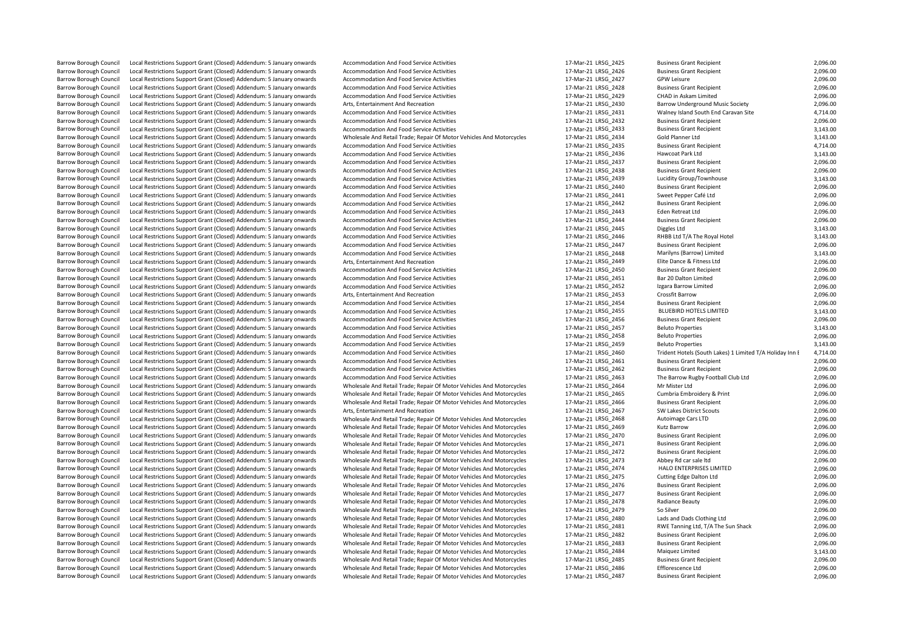| | | | | | | |
|---|---|---|---|---|---|---|
| Barrow Borough Council | Local Restrictions Support Grant (Closed) Addendum: 5 January onwards | Accommodation And Food Service Activities | 17-Mar-21 | LRSG_2425 | Business Grant Recipient | 2,096.00 |
| Barrow Borough Council | Local Restrictions Support Grant (Closed) Addendum: 5 January onwards | Accommodation And Food Service Activities | 17-Mar-21 | LRSG_2426 | Business Grant Recipient | 2,096.00 |
| Barrow Borough Council | Local Restrictions Support Grant (Closed) Addendum: 5 January onwards | Accommodation And Food Service Activities | 17-Mar-21 | LRSG_2427 | GPW Leisure | 2,096.00 |
| Barrow Borough Council | Local Restrictions Support Grant (Closed) Addendum: 5 January onwards | Accommodation And Food Service Activities | 17-Mar-21 | LRSG_2428 | Business Grant Recipient | 2,096.00 |
| Barrow Borough Council | Local Restrictions Support Grant (Closed) Addendum: 5 January onwards | Accommodation And Food Service Activities | 17-Mar-21 | LRSG_2429 | CHAD in Askam Limited | 2,096.00 |
| Barrow Borough Council | Local Restrictions Support Grant (Closed) Addendum: 5 January onwards | Arts, Entertainment And Recreation | 17-Mar-21 | LRSG_2430 | Barrow Underground Music Society | 2,096.00 |
| Barrow Borough Council | Local Restrictions Support Grant (Closed) Addendum: 5 January onwards | Accommodation And Food Service Activities | 17-Mar-21 | LRSG_2431 | Walney Island South End Caravan Site | 4,714.00 |
| Barrow Borough Council | Local Restrictions Support Grant (Closed) Addendum: 5 January onwards | Accommodation And Food Service Activities | 17-Mar-21 | LRSG_2432 | Business Grant Recipient | 2,096.00 |
| Barrow Borough Council | Local Restrictions Support Grant (Closed) Addendum: 5 January onwards | Accommodation And Food Service Activities | 17-Mar-21 | LRSG_2433 | Business Grant Recipient | 3,143.00 |
| Barrow Borough Council | Local Restrictions Support Grant (Closed) Addendum: 5 January onwards | Wholesale And Retail Trade; Repair Of Motor Vehicles And Motorcycles | 17-Mar-21 | LRSG_2434 | Gold Planner Ltd | 3,143.00 |
| Barrow Borough Council | Local Restrictions Support Grant (Closed) Addendum: 5 January onwards | Accommodation And Food Service Activities | 17-Mar-21 | LRSG_2435 | Business Grant Recipient | 4,714.00 |
| Barrow Borough Council | Local Restrictions Support Grant (Closed) Addendum: 5 January onwards | Accommodation And Food Service Activities | 17-Mar-21 | LRSG_2436 | Hawcoat Park Ltd | 3,143.00 |
| Barrow Borough Council | Local Restrictions Support Grant (Closed) Addendum: 5 January onwards | Accommodation And Food Service Activities | 17-Mar-21 | LRSG_2437 | Business Grant Recipient | 2,096.00 |
| Barrow Borough Council | Local Restrictions Support Grant (Closed) Addendum: 5 January onwards | Accommodation And Food Service Activities | 17-Mar-21 | LRSG_2438 | Business Grant Recipient | 2,096.00 |
| Barrow Borough Council | Local Restrictions Support Grant (Closed) Addendum: 5 January onwards | Accommodation And Food Service Activities | 17-Mar-21 | LRSG_2439 | Lucidity Group/Townhouse | 3,143.00 |
| Barrow Borough Council | Local Restrictions Support Grant (Closed) Addendum: 5 January onwards | Accommodation And Food Service Activities | 17-Mar-21 | LRSG_2440 | Business Grant Recipient | 2,096.00 |
| Barrow Borough Council | Local Restrictions Support Grant (Closed) Addendum: 5 January onwards | Accommodation And Food Service Activities | 17-Mar-21 | LRSG_2441 | Sweet Pepper Café Ltd | 2,096.00 |
| Barrow Borough Council | Local Restrictions Support Grant (Closed) Addendum: 5 January onwards | Accommodation And Food Service Activities | 17-Mar-21 | LRSG_2442 | Business Grant Recipient | 2,096.00 |
| Barrow Borough Council | Local Restrictions Support Grant (Closed) Addendum: 5 January onwards | Accommodation And Food Service Activities | 17-Mar-21 | LRSG_2443 | Eden Retreat Ltd | 2,096.00 |
| Barrow Borough Council | Local Restrictions Support Grant (Closed) Addendum: 5 January onwards | Accommodation And Food Service Activities | 17-Mar-21 | LRSG_2444 | Business Grant Recipient | 2,096.00 |
| Barrow Borough Council | Local Restrictions Support Grant (Closed) Addendum: 5 January onwards | Accommodation And Food Service Activities | 17-Mar-21 | LRSG_2445 | Diggles Ltd | 3,143.00 |
| Barrow Borough Council | Local Restrictions Support Grant (Closed) Addendum: 5 January onwards | Accommodation And Food Service Activities | 17-Mar-21 | LRSG_2446 | RHBB Ltd T/A The Royal Hotel | 3,143.00 |
| Barrow Borough Council | Local Restrictions Support Grant (Closed) Addendum: 5 January onwards | Accommodation And Food Service Activities | 17-Mar-21 | LRSG_2447 | Business Grant Recipient | 2,096.00 |
| Barrow Borough Council | Local Restrictions Support Grant (Closed) Addendum: 5 January onwards | Accommodation And Food Service Activities | 17-Mar-21 | LRSG_2448 | Marilyns (Barrow) Limited | 3,143.00 |
| Barrow Borough Council | Local Restrictions Support Grant (Closed) Addendum: 5 January onwards | Arts, Entertainment And Recreation | 17-Mar-21 | LRSG_2449 | Elite Dance & Fitness Ltd | 2,096.00 |
| Barrow Borough Council | Local Restrictions Support Grant (Closed) Addendum: 5 January onwards | Accommodation And Food Service Activities | 17-Mar-21 | LRSG_2450 | Business Grant Recipient | 2,096.00 |
| Barrow Borough Council | Local Restrictions Support Grant (Closed) Addendum: 5 January onwards | Accommodation And Food Service Activities | 17-Mar-21 | LRSG_2451 | Bar 20 Dalton Limited | 2,096.00 |
| Barrow Borough Council | Local Restrictions Support Grant (Closed) Addendum: 5 January onwards | Accommodation And Food Service Activities | 17-Mar-21 | LRSG_2452 | Izgara Barrow Limited | 2,096.00 |
| Barrow Borough Council | Local Restrictions Support Grant (Closed) Addendum: 5 January onwards | Arts, Entertainment And Recreation | 17-Mar-21 | LRSG_2453 | Crossfit Barrow | 2,096.00 |
| Barrow Borough Council | Local Restrictions Support Grant (Closed) Addendum: 5 January onwards | Accommodation And Food Service Activities | 17-Mar-21 | LRSG_2454 | Business Grant Recipient | 2,096.00 |
| Barrow Borough Council | Local Restrictions Support Grant (Closed) Addendum: 5 January onwards | Accommodation And Food Service Activities | 17-Mar-21 | LRSG_2455 | BLUEBIRD HOTELS LIMITED | 3,143.00 |
| Barrow Borough Council | Local Restrictions Support Grant (Closed) Addendum: 5 January onwards | Accommodation And Food Service Activities | 17-Mar-21 | LRSG_2456 | Business Grant Recipient | 2,096.00 |
| Barrow Borough Council | Local Restrictions Support Grant (Closed) Addendum: 5 January onwards | Accommodation And Food Service Activities | 17-Mar-21 | LRSG_2457 | Beluto Properties | 3,143.00 |
| Barrow Borough Council | Local Restrictions Support Grant (Closed) Addendum: 5 January onwards | Accommodation And Food Service Activities | 17-Mar-21 | LRSG_2458 | Beluto Properties | 2,096.00 |
| Barrow Borough Council | Local Restrictions Support Grant (Closed) Addendum: 5 January onwards | Accommodation And Food Service Activities | 17-Mar-21 | LRSG_2459 | Beluto Properties | 3,143.00 |
| Barrow Borough Council | Local Restrictions Support Grant (Closed) Addendum: 5 January onwards | Accommodation And Food Service Activities | 17-Mar-21 | LRSG_2460 | Trident Hotels (South Lakes) 1 Limited T/A Holiday Inn E | 4,714.00 |
| Barrow Borough Council | Local Restrictions Support Grant (Closed) Addendum: 5 January onwards | Accommodation And Food Service Activities | 17-Mar-21 | LRSG_2461 | Business Grant Recipient | 2,096.00 |
| Barrow Borough Council | Local Restrictions Support Grant (Closed) Addendum: 5 January onwards | Accommodation And Food Service Activities | 17-Mar-21 | LRSG_2462 | Business Grant Recipient | 2,096.00 |
| Barrow Borough Council | Local Restrictions Support Grant (Closed) Addendum: 5 January onwards | Accommodation And Food Service Activities | 17-Mar-21 | LRSG_2463 | The Barrow Rugby Football Club Ltd | 2,096.00 |
| Barrow Borough Council | Local Restrictions Support Grant (Closed) Addendum: 5 January onwards | Wholesale And Retail Trade; Repair Of Motor Vehicles And Motorcycles | 17-Mar-21 | LRSG_2464 | Mr Mister Ltd | 2,096.00 |
| Barrow Borough Council | Local Restrictions Support Grant (Closed) Addendum: 5 January onwards | Wholesale And Retail Trade; Repair Of Motor Vehicles And Motorcycles | 17-Mar-21 | LRSG_2465 | Cumbria Embroidery & Print | 2,096.00 |
| Barrow Borough Council | Local Restrictions Support Grant (Closed) Addendum: 5 January onwards | Wholesale And Retail Trade; Repair Of Motor Vehicles And Motorcycles | 17-Mar-21 | LRSG_2466 | Business Grant Recipient | 2,096.00 |
| Barrow Borough Council | Local Restrictions Support Grant (Closed) Addendum: 5 January onwards | Arts, Entertainment And Recreation | 17-Mar-21 | LRSG_2467 | SW Lakes District Scouts | 2,096.00 |
| Barrow Borough Council | Local Restrictions Support Grant (Closed) Addendum: 5 January onwards | Wholesale And Retail Trade; Repair Of Motor Vehicles And Motorcycles | 17-Mar-21 | LRSG_2468 | Autoimage Cars LTD | 2,096.00 |
| Barrow Borough Council | Local Restrictions Support Grant (Closed) Addendum: 5 January onwards | Wholesale And Retail Trade; Repair Of Motor Vehicles And Motorcycles | 17-Mar-21 | LRSG_2469 | Kutz Barrow | 2,096.00 |
| Barrow Borough Council | Local Restrictions Support Grant (Closed) Addendum: 5 January onwards | Wholesale And Retail Trade; Repair Of Motor Vehicles And Motorcycles | 17-Mar-21 | LRSG_2470 | Business Grant Recipient | 2,096.00 |
| Barrow Borough Council | Local Restrictions Support Grant (Closed) Addendum: 5 January onwards | Wholesale And Retail Trade; Repair Of Motor Vehicles And Motorcycles | 17-Mar-21 | LRSG_2471 | Business Grant Recipient | 2,096.00 |
| Barrow Borough Council | Local Restrictions Support Grant (Closed) Addendum: 5 January onwards | Wholesale And Retail Trade; Repair Of Motor Vehicles And Motorcycles | 17-Mar-21 | LRSG_2472 | Business Grant Recipient | 2,096.00 |
| Barrow Borough Council | Local Restrictions Support Grant (Closed) Addendum: 5 January onwards | Wholesale And Retail Trade; Repair Of Motor Vehicles And Motorcycles | 17-Mar-21 | LRSG_2473 | Abbey Rd car sale ltd | 2,096.00 |
| Barrow Borough Council | Local Restrictions Support Grant (Closed) Addendum: 5 January onwards | Wholesale And Retail Trade; Repair Of Motor Vehicles And Motorcycles | 17-Mar-21 | LRSG_2474 | HALO ENTERPRISES LIMITED | 2,096.00 |
| Barrow Borough Council | Local Restrictions Support Grant (Closed) Addendum: 5 January onwards | Wholesale And Retail Trade; Repair Of Motor Vehicles And Motorcycles | 17-Mar-21 | LRSG_2475 | Cutting Edge Dalton Ltd | 2,096.00 |
| Barrow Borough Council | Local Restrictions Support Grant (Closed) Addendum: 5 January onwards | Wholesale And Retail Trade; Repair Of Motor Vehicles And Motorcycles | 17-Mar-21 | LRSG_2476 | Business Grant Recipient | 2,096.00 |
| Barrow Borough Council | Local Restrictions Support Grant (Closed) Addendum: 5 January onwards | Wholesale And Retail Trade; Repair Of Motor Vehicles And Motorcycles | 17-Mar-21 | LRSG_2477 | Business Grant Recipient | 2,096.00 |
| Barrow Borough Council | Local Restrictions Support Grant (Closed) Addendum: 5 January onwards | Wholesale And Retail Trade; Repair Of Motor Vehicles And Motorcycles | 17-Mar-21 | LRSG_2478 | Radiance Beauty | 2,096.00 |
| Barrow Borough Council | Local Restrictions Support Grant (Closed) Addendum: 5 January onwards | Wholesale And Retail Trade; Repair Of Motor Vehicles And Motorcycles | 17-Mar-21 | LRSG_2479 | So Silver | 2,096.00 |
| Barrow Borough Council | Local Restrictions Support Grant (Closed) Addendum: 5 January onwards | Wholesale And Retail Trade; Repair Of Motor Vehicles And Motorcycles | 17-Mar-21 | LRSG_2480 | Lads and Dads Clothing Ltd | 2,096.00 |
| Barrow Borough Council | Local Restrictions Support Grant (Closed) Addendum: 5 January onwards | Wholesale And Retail Trade; Repair Of Motor Vehicles And Motorcycles | 17-Mar-21 | LRSG_2481 | RWE Tanning Ltd, T/A The Sun Shack | 2,096.00 |
| Barrow Borough Council | Local Restrictions Support Grant (Closed) Addendum: 5 January onwards | Wholesale And Retail Trade; Repair Of Motor Vehicles And Motorcycles | 17-Mar-21 | LRSG_2482 | Business Grant Recipient | 2,096.00 |
| Barrow Borough Council | Local Restrictions Support Grant (Closed) Addendum: 5 January onwards | Wholesale And Retail Trade; Repair Of Motor Vehicles And Motorcycles | 17-Mar-21 | LRSG_2483 | Business Grant Recipient | 2,096.00 |
| Barrow Borough Council | Local Restrictions Support Grant (Closed) Addendum: 5 January onwards | Wholesale And Retail Trade; Repair Of Motor Vehicles And Motorcycles | 17-Mar-21 | LRSG_2484 | Maiquez Limited | 3,143.00 |
| Barrow Borough Council | Local Restrictions Support Grant (Closed) Addendum: 5 January onwards | Wholesale And Retail Trade; Repair Of Motor Vehicles And Motorcycles | 17-Mar-21 | LRSG_2485 | Business Grant Recipient | 2,096.00 |
| Barrow Borough Council | Local Restrictions Support Grant (Closed) Addendum: 5 January onwards | Wholesale And Retail Trade; Repair Of Motor Vehicles And Motorcycles | 17-Mar-21 | LRSG_2486 | Efflorescence Ltd | 2,096.00 |
| Barrow Borough Council | Local Restrictions Support Grant (Closed) Addendum: 5 January onwards | Wholesale And Retail Trade; Repair Of Motor Vehicles And Motorcycles | 17-Mar-21 | LRSG_2487 | Business Grant Recipient | 2,096.00 |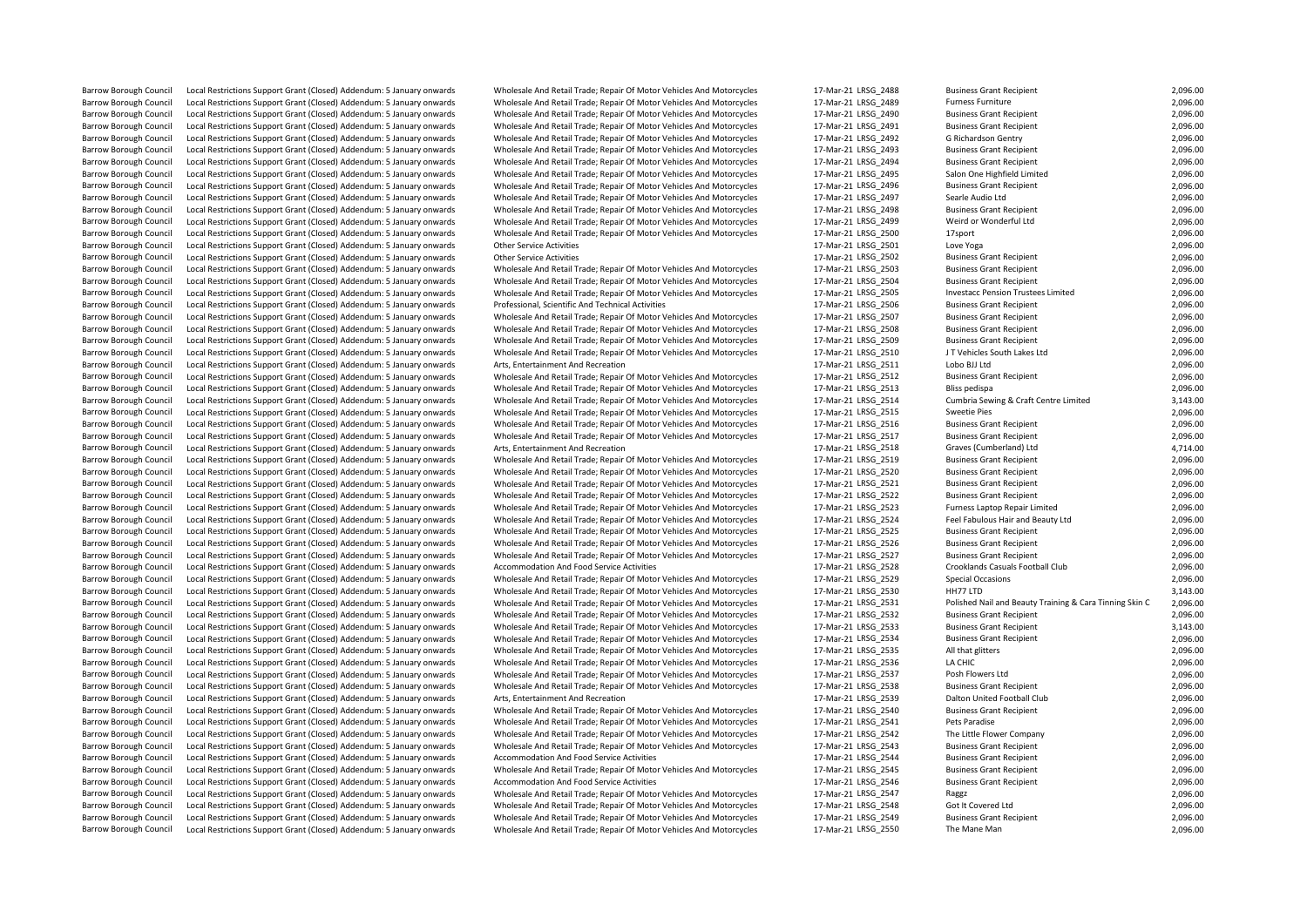| | | | | | | |
|---|---|---|---|---|---|---|
| Barrow Borough Council | Local Restrictions Support Grant (Closed) Addendum: 5 January onwards | Wholesale And Retail Trade; Repair Of Motor Vehicles And Motorcycles | 17-Mar-21 | LRSG_2488 | Business Grant Recipient | 2,096.00 |
| Barrow Borough Council | Local Restrictions Support Grant (Closed) Addendum: 5 January onwards | Wholesale And Retail Trade; Repair Of Motor Vehicles And Motorcycles | 17-Mar-21 | LRSG_2489 | Furness Furniture | 2,096.00 |
| Barrow Borough Council | Local Restrictions Support Grant (Closed) Addendum: 5 January onwards | Wholesale And Retail Trade; Repair Of Motor Vehicles And Motorcycles | 17-Mar-21 | LRSG_2490 | Business Grant Recipient | 2,096.00 |
| Barrow Borough Council | Local Restrictions Support Grant (Closed) Addendum: 5 January onwards | Wholesale And Retail Trade; Repair Of Motor Vehicles And Motorcycles | 17-Mar-21 | LRSG_2491 | Business Grant Recipient | 2,096.00 |
| Barrow Borough Council | Local Restrictions Support Grant (Closed) Addendum: 5 January onwards | Wholesale And Retail Trade; Repair Of Motor Vehicles And Motorcycles | 17-Mar-21 | LRSG_2492 | G Richardson Gentry | 2,096.00 |
| Barrow Borough Council | Local Restrictions Support Grant (Closed) Addendum: 5 January onwards | Wholesale And Retail Trade; Repair Of Motor Vehicles And Motorcycles | 17-Mar-21 | LRSG_2493 | Business Grant Recipient | 2,096.00 |
| Barrow Borough Council | Local Restrictions Support Grant (Closed) Addendum: 5 January onwards | Wholesale And Retail Trade; Repair Of Motor Vehicles And Motorcycles | 17-Mar-21 | LRSG_2494 | Business Grant Recipient | 2,096.00 |
| Barrow Borough Council | Local Restrictions Support Grant (Closed) Addendum: 5 January onwards | Wholesale And Retail Trade; Repair Of Motor Vehicles And Motorcycles | 17-Mar-21 | LRSG_2495 | Salon One Highfield Limited | 2,096.00 |
| Barrow Borough Council | Local Restrictions Support Grant (Closed) Addendum: 5 January onwards | Wholesale And Retail Trade; Repair Of Motor Vehicles And Motorcycles | 17-Mar-21 | LRSG_2496 | Business Grant Recipient | 2,096.00 |
| Barrow Borough Council | Local Restrictions Support Grant (Closed) Addendum: 5 January onwards | Wholesale And Retail Trade; Repair Of Motor Vehicles And Motorcycles | 17-Mar-21 | LRSG_2497 | Searle Audio Ltd | 2,096.00 |
| Barrow Borough Council | Local Restrictions Support Grant (Closed) Addendum: 5 January onwards | Wholesale And Retail Trade; Repair Of Motor Vehicles And Motorcycles | 17-Mar-21 | LRSG_2498 | Business Grant Recipient | 2,096.00 |
| Barrow Borough Council | Local Restrictions Support Grant (Closed) Addendum: 5 January onwards | Wholesale And Retail Trade; Repair Of Motor Vehicles And Motorcycles | 17-Mar-21 | LRSG_2499 | Weird or Wonderful Ltd | 2,096.00 |
| Barrow Borough Council | Local Restrictions Support Grant (Closed) Addendum: 5 January onwards | Wholesale And Retail Trade; Repair Of Motor Vehicles And Motorcycles | 17-Mar-21 | LRSG_2500 | 17sport | 2,096.00 |
| Barrow Borough Council | Local Restrictions Support Grant (Closed) Addendum: 5 January onwards | Other Service Activities | 17-Mar-21 | LRSG_2501 | Love Yoga | 2,096.00 |
| Barrow Borough Council | Local Restrictions Support Grant (Closed) Addendum: 5 January onwards | Other Service Activities | 17-Mar-21 | LRSG_2502 | Business Grant Recipient | 2,096.00 |
| Barrow Borough Council | Local Restrictions Support Grant (Closed) Addendum: 5 January onwards | Wholesale And Retail Trade; Repair Of Motor Vehicles And Motorcycles | 17-Mar-21 | LRSG_2503 | Business Grant Recipient | 2,096.00 |
| Barrow Borough Council | Local Restrictions Support Grant (Closed) Addendum: 5 January onwards | Wholesale And Retail Trade; Repair Of Motor Vehicles And Motorcycles | 17-Mar-21 | LRSG_2504 | Business Grant Recipient | 2,096.00 |
| Barrow Borough Council | Local Restrictions Support Grant (Closed) Addendum: 5 January onwards | Wholesale And Retail Trade; Repair Of Motor Vehicles And Motorcycles | 17-Mar-21 | LRSG_2505 | Investacc Pension Trustees Limited | 2,096.00 |
| Barrow Borough Council | Local Restrictions Support Grant (Closed) Addendum: 5 January onwards | Professional, Scientific And Technical Activities | 17-Mar-21 | LRSG_2506 | Business Grant Recipient | 2,096.00 |
| Barrow Borough Council | Local Restrictions Support Grant (Closed) Addendum: 5 January onwards | Wholesale And Retail Trade; Repair Of Motor Vehicles And Motorcycles | 17-Mar-21 | LRSG_2507 | Business Grant Recipient | 2,096.00 |
| Barrow Borough Council | Local Restrictions Support Grant (Closed) Addendum: 5 January onwards | Wholesale And Retail Trade; Repair Of Motor Vehicles And Motorcycles | 17-Mar-21 | LRSG_2508 | Business Grant Recipient | 2,096.00 |
| Barrow Borough Council | Local Restrictions Support Grant (Closed) Addendum: 5 January onwards | Wholesale And Retail Trade; Repair Of Motor Vehicles And Motorcycles | 17-Mar-21 | LRSG_2509 | Business Grant Recipient | 2,096.00 |
| Barrow Borough Council | Local Restrictions Support Grant (Closed) Addendum: 5 January onwards | Wholesale And Retail Trade; Repair Of Motor Vehicles And Motorcycles | 17-Mar-21 | LRSG_2510 | J T Vehicles South Lakes Ltd | 2,096.00 |
| Barrow Borough Council | Local Restrictions Support Grant (Closed) Addendum: 5 January onwards | Arts, Entertainment And Recreation | 17-Mar-21 | LRSG_2511 | Lobo BJJ Ltd | 2,096.00 |
| Barrow Borough Council | Local Restrictions Support Grant (Closed) Addendum: 5 January onwards | Wholesale And Retail Trade; Repair Of Motor Vehicles And Motorcycles | 17-Mar-21 | LRSG_2512 | Business Grant Recipient | 2,096.00 |
| Barrow Borough Council | Local Restrictions Support Grant (Closed) Addendum: 5 January onwards | Wholesale And Retail Trade; Repair Of Motor Vehicles And Motorcycles | 17-Mar-21 | LRSG_2513 | Bliss pedispa | 2,096.00 |
| Barrow Borough Council | Local Restrictions Support Grant (Closed) Addendum: 5 January onwards | Wholesale And Retail Trade; Repair Of Motor Vehicles And Motorcycles | 17-Mar-21 | LRSG_2514 | Cumbria Sewing & Craft Centre Limited | 3,143.00 |
| Barrow Borough Council | Local Restrictions Support Grant (Closed) Addendum: 5 January onwards | Wholesale And Retail Trade; Repair Of Motor Vehicles And Motorcycles | 17-Mar-21 | LRSG_2515 | Sweetie Pies | 2,096.00 |
| Barrow Borough Council | Local Restrictions Support Grant (Closed) Addendum: 5 January onwards | Wholesale And Retail Trade; Repair Of Motor Vehicles And Motorcycles | 17-Mar-21 | LRSG_2516 | Business Grant Recipient | 2,096.00 |
| Barrow Borough Council | Local Restrictions Support Grant (Closed) Addendum: 5 January onwards | Wholesale And Retail Trade; Repair Of Motor Vehicles And Motorcycles | 17-Mar-21 | LRSG_2517 | Business Grant Recipient | 2,096.00 |
| Barrow Borough Council | Local Restrictions Support Grant (Closed) Addendum: 5 January onwards | Arts, Entertainment And Recreation | 17-Mar-21 | LRSG_2518 | Graves (Cumberland) Ltd | 4,714.00 |
| Barrow Borough Council | Local Restrictions Support Grant (Closed) Addendum: 5 January onwards | Wholesale And Retail Trade; Repair Of Motor Vehicles And Motorcycles | 17-Mar-21 | LRSG_2519 | Business Grant Recipient | 2,096.00 |
| Barrow Borough Council | Local Restrictions Support Grant (Closed) Addendum: 5 January onwards | Wholesale And Retail Trade; Repair Of Motor Vehicles And Motorcycles | 17-Mar-21 | LRSG_2520 | Business Grant Recipient | 2,096.00 |
| Barrow Borough Council | Local Restrictions Support Grant (Closed) Addendum: 5 January onwards | Wholesale And Retail Trade; Repair Of Motor Vehicles And Motorcycles | 17-Mar-21 | LRSG_2521 | Business Grant Recipient | 2,096.00 |
| Barrow Borough Council | Local Restrictions Support Grant (Closed) Addendum: 5 January onwards | Wholesale And Retail Trade; Repair Of Motor Vehicles And Motorcycles | 17-Mar-21 | LRSG_2522 | Business Grant Recipient | 2,096.00 |
| Barrow Borough Council | Local Restrictions Support Grant (Closed) Addendum: 5 January onwards | Wholesale And Retail Trade; Repair Of Motor Vehicles And Motorcycles | 17-Mar-21 | LRSG_2523 | Furness Laptop Repair Limited | 2,096.00 |
| Barrow Borough Council | Local Restrictions Support Grant (Closed) Addendum: 5 January onwards | Wholesale And Retail Trade; Repair Of Motor Vehicles And Motorcycles | 17-Mar-21 | LRSG_2524 | Feel Fabulous Hair and Beauty Ltd | 2,096.00 |
| Barrow Borough Council | Local Restrictions Support Grant (Closed) Addendum: 5 January onwards | Wholesale And Retail Trade; Repair Of Motor Vehicles And Motorcycles | 17-Mar-21 | LRSG_2525 | Business Grant Recipient | 2,096.00 |
| Barrow Borough Council | Local Restrictions Support Grant (Closed) Addendum: 5 January onwards | Wholesale And Retail Trade; Repair Of Motor Vehicles And Motorcycles | 17-Mar-21 | LRSG_2526 | Business Grant Recipient | 2,096.00 |
| Barrow Borough Council | Local Restrictions Support Grant (Closed) Addendum: 5 January onwards | Wholesale And Retail Trade; Repair Of Motor Vehicles And Motorcycles | 17-Mar-21 | LRSG_2527 | Business Grant Recipient | 2,096.00 |
| Barrow Borough Council | Local Restrictions Support Grant (Closed) Addendum: 5 January onwards | Accommodation And Food Service Activities | 17-Mar-21 | LRSG_2528 | Crooklands Casuals Football Club | 2,096.00 |
| Barrow Borough Council | Local Restrictions Support Grant (Closed) Addendum: 5 January onwards | Wholesale And Retail Trade; Repair Of Motor Vehicles And Motorcycles | 17-Mar-21 | LRSG_2529 | Special Occasions | 2,096.00 |
| Barrow Borough Council | Local Restrictions Support Grant (Closed) Addendum: 5 January onwards | Wholesale And Retail Trade; Repair Of Motor Vehicles And Motorcycles | 17-Mar-21 | LRSG_2530 | HH77 LTD | 3,143.00 |
| Barrow Borough Council | Local Restrictions Support Grant (Closed) Addendum: 5 January onwards | Wholesale And Retail Trade; Repair Of Motor Vehicles And Motorcycles | 17-Mar-21 | LRSG_2531 | Polished Nail and Beauty Training & Cara Tinning Skin C | 2,096.00 |
| Barrow Borough Council | Local Restrictions Support Grant (Closed) Addendum: 5 January onwards | Wholesale And Retail Trade; Repair Of Motor Vehicles And Motorcycles | 17-Mar-21 | LRSG_2532 | Business Grant Recipient | 2,096.00 |
| Barrow Borough Council | Local Restrictions Support Grant (Closed) Addendum: 5 January onwards | Wholesale And Retail Trade; Repair Of Motor Vehicles And Motorcycles | 17-Mar-21 | LRSG_2533 | Business Grant Recipient | 3,143.00 |
| Barrow Borough Council | Local Restrictions Support Grant (Closed) Addendum: 5 January onwards | Wholesale And Retail Trade; Repair Of Motor Vehicles And Motorcycles | 17-Mar-21 | LRSG_2534 | Business Grant Recipient | 2,096.00 |
| Barrow Borough Council | Local Restrictions Support Grant (Closed) Addendum: 5 January onwards | Wholesale And Retail Trade; Repair Of Motor Vehicles And Motorcycles | 17-Mar-21 | LRSG_2535 | All that glitters | 2,096.00 |
| Barrow Borough Council | Local Restrictions Support Grant (Closed) Addendum: 5 January onwards | Wholesale And Retail Trade; Repair Of Motor Vehicles And Motorcycles | 17-Mar-21 | LRSG_2536 | LA CHIC | 2,096.00 |
| Barrow Borough Council | Local Restrictions Support Grant (Closed) Addendum: 5 January onwards | Wholesale And Retail Trade; Repair Of Motor Vehicles And Motorcycles | 17-Mar-21 | LRSG_2537 | Posh Flowers Ltd | 2,096.00 |
| Barrow Borough Council | Local Restrictions Support Grant (Closed) Addendum: 5 January onwards | Wholesale And Retail Trade; Repair Of Motor Vehicles And Motorcycles | 17-Mar-21 | LRSG_2538 | Business Grant Recipient | 2,096.00 |
| Barrow Borough Council | Local Restrictions Support Grant (Closed) Addendum: 5 January onwards | Arts, Entertainment And Recreation | 17-Mar-21 | LRSG_2539 | Dalton United Football Club | 2,096.00 |
| Barrow Borough Council | Local Restrictions Support Grant (Closed) Addendum: 5 January onwards | Wholesale And Retail Trade; Repair Of Motor Vehicles And Motorcycles | 17-Mar-21 | LRSG_2540 | Business Grant Recipient | 2,096.00 |
| Barrow Borough Council | Local Restrictions Support Grant (Closed) Addendum: 5 January onwards | Wholesale And Retail Trade; Repair Of Motor Vehicles And Motorcycles | 17-Mar-21 | LRSG_2541 | Pets Paradise | 2,096.00 |
| Barrow Borough Council | Local Restrictions Support Grant (Closed) Addendum: 5 January onwards | Wholesale And Retail Trade; Repair Of Motor Vehicles And Motorcycles | 17-Mar-21 | LRSG_2542 | The Little Flower Company | 2,096.00 |
| Barrow Borough Council | Local Restrictions Support Grant (Closed) Addendum: 5 January onwards | Wholesale And Retail Trade; Repair Of Motor Vehicles And Motorcycles | 17-Mar-21 | LRSG_2543 | Business Grant Recipient | 2,096.00 |
| Barrow Borough Council | Local Restrictions Support Grant (Closed) Addendum: 5 January onwards | Accommodation And Food Service Activities | 17-Mar-21 | LRSG_2544 | Business Grant Recipient | 2,096.00 |
| Barrow Borough Council | Local Restrictions Support Grant (Closed) Addendum: 5 January onwards | Wholesale And Retail Trade; Repair Of Motor Vehicles And Motorcycles | 17-Mar-21 | LRSG_2545 | Business Grant Recipient | 2,096.00 |
| Barrow Borough Council | Local Restrictions Support Grant (Closed) Addendum: 5 January onwards | Accommodation And Food Service Activities | 17-Mar-21 | LRSG_2546 | Business Grant Recipient | 2,096.00 |
| Barrow Borough Council | Local Restrictions Support Grant (Closed) Addendum: 5 January onwards | Wholesale And Retail Trade; Repair Of Motor Vehicles And Motorcycles | 17-Mar-21 | LRSG_2547 | Raggz | 2,096.00 |
| Barrow Borough Council | Local Restrictions Support Grant (Closed) Addendum: 5 January onwards | Wholesale And Retail Trade; Repair Of Motor Vehicles And Motorcycles | 17-Mar-21 | LRSG_2548 | Got It Covered Ltd | 2,096.00 |
| Barrow Borough Council | Local Restrictions Support Grant (Closed) Addendum: 5 January onwards | Wholesale And Retail Trade; Repair Of Motor Vehicles And Motorcycles | 17-Mar-21 | LRSG_2549 | Business Grant Recipient | 2,096.00 |
| Barrow Borough Council | Local Restrictions Support Grant (Closed) Addendum: 5 January onwards | Wholesale And Retail Trade; Repair Of Motor Vehicles And Motorcycles | 17-Mar-21 | LRSG_2550 | The Mane Man | 2,096.00 |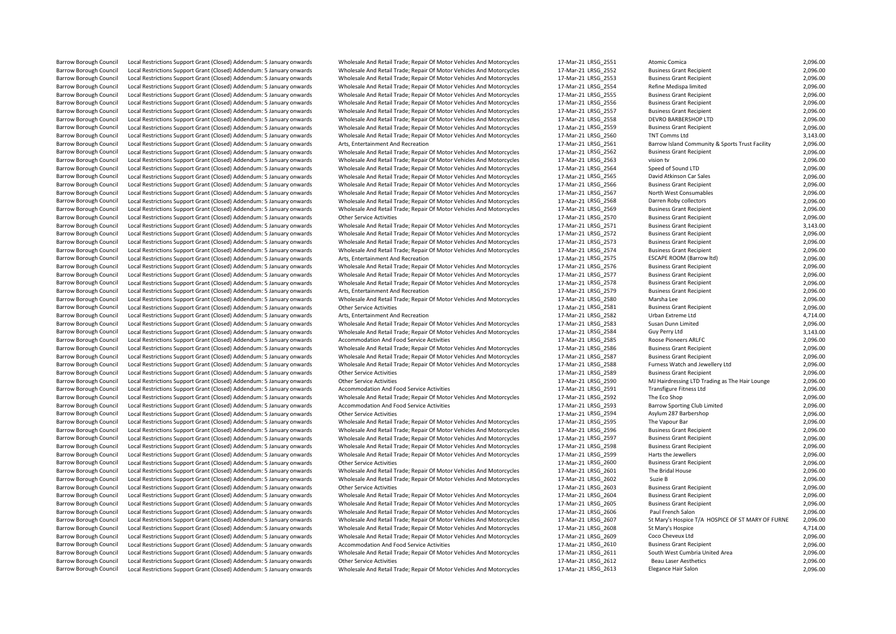| | | | | | | |
|---|---|---|---|---|---|---|
| Barrow Borough Council | Local Restrictions Support Grant (Closed) Addendum: 5 January onwards | Wholesale And Retail Trade; Repair Of Motor Vehicles And Motorcycles | 17-Mar-21 | LRSG_2551 | Atomic Comica | 2,096.00 |
| Barrow Borough Council | Local Restrictions Support Grant (Closed) Addendum: 5 January onwards | Wholesale And Retail Trade; Repair Of Motor Vehicles And Motorcycles | 17-Mar-21 | LRSG_2552 | Business Grant Recipient | 2,096.00 |
| Barrow Borough Council | Local Restrictions Support Grant (Closed) Addendum: 5 January onwards | Wholesale And Retail Trade; Repair Of Motor Vehicles And Motorcycles | 17-Mar-21 | LRSG_2553 | Business Grant Recipient | 2,096.00 |
| Barrow Borough Council | Local Restrictions Support Grant (Closed) Addendum: 5 January onwards | Wholesale And Retail Trade; Repair Of Motor Vehicles And Motorcycles | 17-Mar-21 | LRSG_2554 | Refine Medispa limited | 2,096.00 |
| Barrow Borough Council | Local Restrictions Support Grant (Closed) Addendum: 5 January onwards | Wholesale And Retail Trade; Repair Of Motor Vehicles And Motorcycles | 17-Mar-21 | LRSG_2555 | Business Grant Recipient | 2,096.00 |
| Barrow Borough Council | Local Restrictions Support Grant (Closed) Addendum: 5 January onwards | Wholesale And Retail Trade; Repair Of Motor Vehicles And Motorcycles | 17-Mar-21 | LRSG_2556 | Business Grant Recipient | 2,096.00 |
| Barrow Borough Council | Local Restrictions Support Grant (Closed) Addendum: 5 January onwards | Wholesale And Retail Trade; Repair Of Motor Vehicles And Motorcycles | 17-Mar-21 | LRSG_2557 | Business Grant Recipient | 2,096.00 |
| Barrow Borough Council | Local Restrictions Support Grant (Closed) Addendum: 5 January onwards | Wholesale And Retail Trade; Repair Of Motor Vehicles And Motorcycles | 17-Mar-21 | LRSG_2558 | DEVRO BARBERSHOP LTD | 2,096.00 |
| Barrow Borough Council | Local Restrictions Support Grant (Closed) Addendum: 5 January onwards | Wholesale And Retail Trade; Repair Of Motor Vehicles And Motorcycles | 17-Mar-21 | LRSG_2559 | Business Grant Recipient | 2,096.00 |
| Barrow Borough Council | Local Restrictions Support Grant (Closed) Addendum: 5 January onwards | Wholesale And Retail Trade; Repair Of Motor Vehicles And Motorcycles | 17-Mar-21 | LRSG_2560 | TNT Comms Ltd | 3,143.00 |
| Barrow Borough Council | Local Restrictions Support Grant (Closed) Addendum: 5 January onwards | Arts, Entertainment And Recreation | 17-Mar-21 | LRSG_2561 | Barrow Island Community & Sports Trust Facility | 2,096.00 |
| Barrow Borough Council | Local Restrictions Support Grant (Closed) Addendum: 5 January onwards | Wholesale And Retail Trade; Repair Of Motor Vehicles And Motorcycles | 17-Mar-21 | LRSG_2562 | Business Grant Recipient | 2,096.00 |
| Barrow Borough Council | Local Restrictions Support Grant (Closed) Addendum: 5 January onwards | Wholesale And Retail Trade; Repair Of Motor Vehicles And Motorcycles | 17-Mar-21 | LRSG_2563 | vision tv | 2,096.00 |
| Barrow Borough Council | Local Restrictions Support Grant (Closed) Addendum: 5 January onwards | Wholesale And Retail Trade; Repair Of Motor Vehicles And Motorcycles | 17-Mar-21 | LRSG_2564 | Speed of Sound LTD | 2,096.00 |
| Barrow Borough Council | Local Restrictions Support Grant (Closed) Addendum: 5 January onwards | Wholesale And Retail Trade; Repair Of Motor Vehicles And Motorcycles | 17-Mar-21 | LRSG_2565 | David Atkinson Car Sales | 2,096.00 |
| Barrow Borough Council | Local Restrictions Support Grant (Closed) Addendum: 5 January onwards | Wholesale And Retail Trade; Repair Of Motor Vehicles And Motorcycles | 17-Mar-21 | LRSG_2566 | Business Grant Recipient | 2,096.00 |
| Barrow Borough Council | Local Restrictions Support Grant (Closed) Addendum: 5 January onwards | Wholesale And Retail Trade; Repair Of Motor Vehicles And Motorcycles | 17-Mar-21 | LRSG_2567 | North West Consumables | 2,096.00 |
| Barrow Borough Council | Local Restrictions Support Grant (Closed) Addendum: 5 January onwards | Wholesale And Retail Trade; Repair Of Motor Vehicles And Motorcycles | 17-Mar-21 | LRSG_2568 | Darren Roby collectors | 2,096.00 |
| Barrow Borough Council | Local Restrictions Support Grant (Closed) Addendum: 5 January onwards | Wholesale And Retail Trade; Repair Of Motor Vehicles And Motorcycles | 17-Mar-21 | LRSG_2569 | Business Grant Recipient | 2,096.00 |
| Barrow Borough Council | Local Restrictions Support Grant (Closed) Addendum: 5 January onwards | Other Service Activities | 17-Mar-21 | LRSG_2570 | Business Grant Recipient | 2,096.00 |
| Barrow Borough Council | Local Restrictions Support Grant (Closed) Addendum: 5 January onwards | Wholesale And Retail Trade; Repair Of Motor Vehicles And Motorcycles | 17-Mar-21 | LRSG_2571 | Business Grant Recipient | 3,143.00 |
| Barrow Borough Council | Local Restrictions Support Grant (Closed) Addendum: 5 January onwards | Wholesale And Retail Trade; Repair Of Motor Vehicles And Motorcycles | 17-Mar-21 | LRSG_2572 | Business Grant Recipient | 2,096.00 |
| Barrow Borough Council | Local Restrictions Support Grant (Closed) Addendum: 5 January onwards | Wholesale And Retail Trade; Repair Of Motor Vehicles And Motorcycles | 17-Mar-21 | LRSG_2573 | Business Grant Recipient | 2,096.00 |
| Barrow Borough Council | Local Restrictions Support Grant (Closed) Addendum: 5 January onwards | Wholesale And Retail Trade; Repair Of Motor Vehicles And Motorcycles | 17-Mar-21 | LRSG_2574 | Business Grant Recipient | 2,096.00 |
| Barrow Borough Council | Local Restrictions Support Grant (Closed) Addendum: 5 January onwards | Arts, Entertainment And Recreation | 17-Mar-21 | LRSG_2575 | ESCAPE ROOM (Barrow ltd) | 2,096.00 |
| Barrow Borough Council | Local Restrictions Support Grant (Closed) Addendum: 5 January onwards | Wholesale And Retail Trade; Repair Of Motor Vehicles And Motorcycles | 17-Mar-21 | LRSG_2576 | Business Grant Recipient | 2,096.00 |
| Barrow Borough Council | Local Restrictions Support Grant (Closed) Addendum: 5 January onwards | Wholesale And Retail Trade; Repair Of Motor Vehicles And Motorcycles | 17-Mar-21 | LRSG_2577 | Business Grant Recipient | 2,096.00 |
| Barrow Borough Council | Local Restrictions Support Grant (Closed) Addendum: 5 January onwards | Wholesale And Retail Trade; Repair Of Motor Vehicles And Motorcycles | 17-Mar-21 | LRSG_2578 | Business Grant Recipient | 2,096.00 |
| Barrow Borough Council | Local Restrictions Support Grant (Closed) Addendum: 5 January onwards | Arts, Entertainment And Recreation | 17-Mar-21 | LRSG_2579 | Business Grant Recipient | 2,096.00 |
| Barrow Borough Council | Local Restrictions Support Grant (Closed) Addendum: 5 January onwards | Wholesale And Retail Trade; Repair Of Motor Vehicles And Motorcycles | 17-Mar-21 | LRSG_2580 | Marsha Lee | 2,096.00 |
| Barrow Borough Council | Local Restrictions Support Grant (Closed) Addendum: 5 January onwards | Other Service Activities | 17-Mar-21 | LRSG_2581 | Business Grant Recipient | 2,096.00 |
| Barrow Borough Council | Local Restrictions Support Grant (Closed) Addendum: 5 January onwards | Arts, Entertainment And Recreation | 17-Mar-21 | LRSG_2582 | Urban Extreme Ltd | 4,714.00 |
| Barrow Borough Council | Local Restrictions Support Grant (Closed) Addendum: 5 January onwards | Wholesale And Retail Trade; Repair Of Motor Vehicles And Motorcycles | 17-Mar-21 | LRSG_2583 | Susan Dunn Limited | 2,096.00 |
| Barrow Borough Council | Local Restrictions Support Grant (Closed) Addendum: 5 January onwards | Wholesale And Retail Trade; Repair Of Motor Vehicles And Motorcycles | 17-Mar-21 | LRSG_2584 | Guy Perry Ltd | 3,143.00 |
| Barrow Borough Council | Local Restrictions Support Grant (Closed) Addendum: 5 January onwards | Accommodation And Food Service Activities | 17-Mar-21 | LRSG_2585 | Roose Pioneers ARLFC | 2,096.00 |
| Barrow Borough Council | Local Restrictions Support Grant (Closed) Addendum: 5 January onwards | Wholesale And Retail Trade; Repair Of Motor Vehicles And Motorcycles | 17-Mar-21 | LRSG_2586 | Business Grant Recipient | 2,096.00 |
| Barrow Borough Council | Local Restrictions Support Grant (Closed) Addendum: 5 January onwards | Wholesale And Retail Trade; Repair Of Motor Vehicles And Motorcycles | 17-Mar-21 | LRSG_2587 | Business Grant Recipient | 2,096.00 |
| Barrow Borough Council | Local Restrictions Support Grant (Closed) Addendum: 5 January onwards | Wholesale And Retail Trade; Repair Of Motor Vehicles And Motorcycles | 17-Mar-21 | LRSG_2588 | Furness Watch and Jewellery Ltd | 2,096.00 |
| Barrow Borough Council | Local Restrictions Support Grant (Closed) Addendum: 5 January onwards | Other Service Activities | 17-Mar-21 | LRSG_2589 | Business Grant Recipient | 2,096.00 |
| Barrow Borough Council | Local Restrictions Support Grant (Closed) Addendum: 5 January onwards | Other Service Activities | 17-Mar-21 | LRSG_2590 | MJ Hairdressing LTD Trading as The Hair Lounge | 2,096.00 |
| Barrow Borough Council | Local Restrictions Support Grant (Closed) Addendum: 5 January onwards | Accommodation And Food Service Activities | 17-Mar-21 | LRSG_2591 | Transfigure Fitness Ltd | 2,096.00 |
| Barrow Borough Council | Local Restrictions Support Grant (Closed) Addendum: 5 January onwards | Wholesale And Retail Trade; Repair Of Motor Vehicles And Motorcycles | 17-Mar-21 | LRSG_2592 | The Eco Shop | 2,096.00 |
| Barrow Borough Council | Local Restrictions Support Grant (Closed) Addendum: 5 January onwards | Accommodation And Food Service Activities | 17-Mar-21 | LRSG_2593 | Barrow Sporting Club Limited | 2,096.00 |
| Barrow Borough Council | Local Restrictions Support Grant (Closed) Addendum: 5 January onwards | Other Service Activities | 17-Mar-21 | LRSG_2594 | Asylum 287 Barbershop | 2,096.00 |
| Barrow Borough Council | Local Restrictions Support Grant (Closed) Addendum: 5 January onwards | Wholesale And Retail Trade; Repair Of Motor Vehicles And Motorcycles | 17-Mar-21 | LRSG_2595 | The Vapour Bar | 2,096.00 |
| Barrow Borough Council | Local Restrictions Support Grant (Closed) Addendum: 5 January onwards | Wholesale And Retail Trade; Repair Of Motor Vehicles And Motorcycles | 17-Mar-21 | LRSG_2596 | Business Grant Recipient | 2,096.00 |
| Barrow Borough Council | Local Restrictions Support Grant (Closed) Addendum: 5 January onwards | Wholesale And Retail Trade; Repair Of Motor Vehicles And Motorcycles | 17-Mar-21 | LRSG_2597 | Business Grant Recipient | 2,096.00 |
| Barrow Borough Council | Local Restrictions Support Grant (Closed) Addendum: 5 January onwards | Wholesale And Retail Trade; Repair Of Motor Vehicles And Motorcycles | 17-Mar-21 | LRSG_2598 | Business Grant Recipient | 2,096.00 |
| Barrow Borough Council | Local Restrictions Support Grant (Closed) Addendum: 5 January onwards | Wholesale And Retail Trade; Repair Of Motor Vehicles And Motorcycles | 17-Mar-21 | LRSG_2599 | Harts the Jewellers | 2,096.00 |
| Barrow Borough Council | Local Restrictions Support Grant (Closed) Addendum: 5 January onwards | Other Service Activities | 17-Mar-21 | LRSG_2600 | Business Grant Recipient | 2,096.00 |
| Barrow Borough Council | Local Restrictions Support Grant (Closed) Addendum: 5 January onwards | Wholesale And Retail Trade; Repair Of Motor Vehicles And Motorcycles | 17-Mar-21 | LRSG_2601 | The Bridal House | 2,096.00 |
| Barrow Borough Council | Local Restrictions Support Grant (Closed) Addendum: 5 January onwards | Wholesale And Retail Trade; Repair Of Motor Vehicles And Motorcycles | 17-Mar-21 | LRSG_2602 | Suzie B | 2,096.00 |
| Barrow Borough Council | Local Restrictions Support Grant (Closed) Addendum: 5 January onwards | Other Service Activities | 17-Mar-21 | LRSG_2603 | Business Grant Recipient | 2,096.00 |
| Barrow Borough Council | Local Restrictions Support Grant (Closed) Addendum: 5 January onwards | Wholesale And Retail Trade; Repair Of Motor Vehicles And Motorcycles | 17-Mar-21 | LRSG_2604 | Business Grant Recipient | 2,096.00 |
| Barrow Borough Council | Local Restrictions Support Grant (Closed) Addendum: 5 January onwards | Wholesale And Retail Trade; Repair Of Motor Vehicles And Motorcycles | 17-Mar-21 | LRSG_2605 | Business Grant Recipient | 2,096.00 |
| Barrow Borough Council | Local Restrictions Support Grant (Closed) Addendum: 5 January onwards | Wholesale And Retail Trade; Repair Of Motor Vehicles And Motorcycles | 17-Mar-21 | LRSG_2606 | Paul French Salon | 2,096.00 |
| Barrow Borough Council | Local Restrictions Support Grant (Closed) Addendum: 5 January onwards | Wholesale And Retail Trade; Repair Of Motor Vehicles And Motorcycles | 17-Mar-21 | LRSG_2607 | St Mary's Hospice T/A HOSPICE OF ST MARY OF FURNE | 2,096.00 |
| Barrow Borough Council | Local Restrictions Support Grant (Closed) Addendum: 5 January onwards | Wholesale And Retail Trade; Repair Of Motor Vehicles And Motorcycles | 17-Mar-21 | LRSG_2608 | St Mary's Hospice | 4,714.00 |
| Barrow Borough Council | Local Restrictions Support Grant (Closed) Addendum: 5 January onwards | Wholesale And Retail Trade; Repair Of Motor Vehicles And Motorcycles | 17-Mar-21 | LRSG_2609 | Coco Cheveux Ltd | 2,096.00 |
| Barrow Borough Council | Local Restrictions Support Grant (Closed) Addendum: 5 January onwards | Accommodation And Food Service Activities | 17-Mar-21 | LRSG_2610 | Business Grant Recipient | 2,096.00 |
| Barrow Borough Council | Local Restrictions Support Grant (Closed) Addendum: 5 January onwards | Wholesale And Retail Trade; Repair Of Motor Vehicles And Motorcycles | 17-Mar-21 | LRSG_2611 | South West Cumbria United Area | 2,096.00 |
| Barrow Borough Council | Local Restrictions Support Grant (Closed) Addendum: 5 January onwards | Other Service Activities | 17-Mar-21 | LRSG_2612 | Beau Laser Aesthetics | 2,096.00 |
| Barrow Borough Council | Local Restrictions Support Grant (Closed) Addendum: 5 January onwards | Wholesale And Retail Trade; Repair Of Motor Vehicles And Motorcycles | 17-Mar-21 | LRSG_2613 | Elegance Hair Salon | 2,096.00 |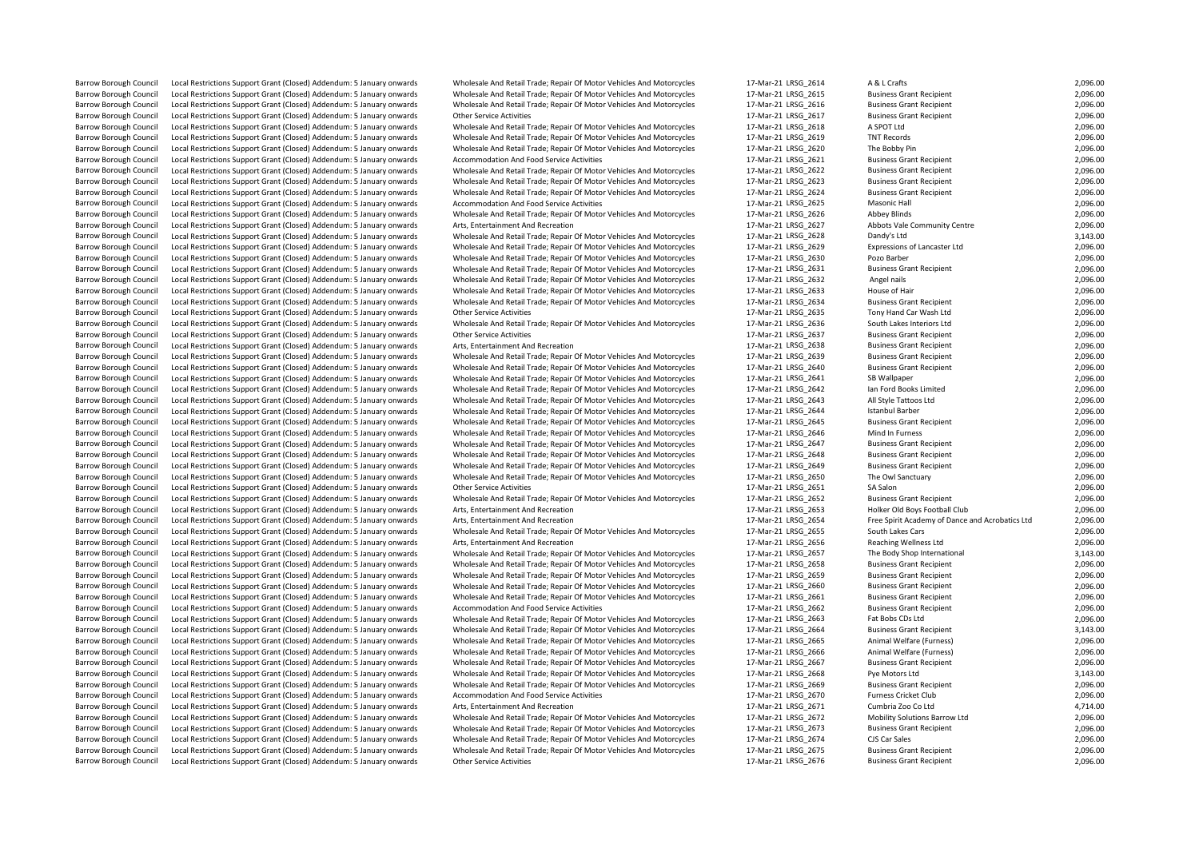| | | | | | | |
|---|---|---|---|---|---|---|
| Barrow Borough Council | Local Restrictions Support Grant (Closed) Addendum: 5 January onwards | Wholesale And Retail Trade; Repair Of Motor Vehicles And Motorcycles | 17-Mar-21 | LRSG_2614 | A & L Crafts | 2,096.00 |
| Barrow Borough Council | Local Restrictions Support Grant (Closed) Addendum: 5 January onwards | Wholesale And Retail Trade; Repair Of Motor Vehicles And Motorcycles | 17-Mar-21 | LRSG_2615 | Business Grant Recipient | 2,096.00 |
| Barrow Borough Council | Local Restrictions Support Grant (Closed) Addendum: 5 January onwards | Wholesale And Retail Trade; Repair Of Motor Vehicles And Motorcycles | 17-Mar-21 | LRSG_2616 | Business Grant Recipient | 2,096.00 |
| Barrow Borough Council | Local Restrictions Support Grant (Closed) Addendum: 5 January onwards | Other Service Activities | 17-Mar-21 | LRSG_2617 | Business Grant Recipient | 2,096.00 |
| Barrow Borough Council | Local Restrictions Support Grant (Closed) Addendum: 5 January onwards | Wholesale And Retail Trade; Repair Of Motor Vehicles And Motorcycles | 17-Mar-21 | LRSG_2618 | A SPOT Ltd | 2,096.00 |
| Barrow Borough Council | Local Restrictions Support Grant (Closed) Addendum: 5 January onwards | Wholesale And Retail Trade; Repair Of Motor Vehicles And Motorcycles | 17-Mar-21 | LRSG_2619 | TNT Records | 2,096.00 |
| Barrow Borough Council | Local Restrictions Support Grant (Closed) Addendum: 5 January onwards | Wholesale And Retail Trade; Repair Of Motor Vehicles And Motorcycles | 17-Mar-21 | LRSG_2620 | The Bobby Pin | 2,096.00 |
| Barrow Borough Council | Local Restrictions Support Grant (Closed) Addendum: 5 January onwards | Accommodation And Food Service Activities | 17-Mar-21 | LRSG_2621 | Business Grant Recipient | 2,096.00 |
| Barrow Borough Council | Local Restrictions Support Grant (Closed) Addendum: 5 January onwards | Wholesale And Retail Trade; Repair Of Motor Vehicles And Motorcycles | 17-Mar-21 | LRSG_2622 | Business Grant Recipient | 2,096.00 |
| Barrow Borough Council | Local Restrictions Support Grant (Closed) Addendum: 5 January onwards | Wholesale And Retail Trade; Repair Of Motor Vehicles And Motorcycles | 17-Mar-21 | LRSG_2623 | Business Grant Recipient | 2,096.00 |
| Barrow Borough Council | Local Restrictions Support Grant (Closed) Addendum: 5 January onwards | Wholesale And Retail Trade; Repair Of Motor Vehicles And Motorcycles | 17-Mar-21 | LRSG_2624 | Business Grant Recipient | 2,096.00 |
| Barrow Borough Council | Local Restrictions Support Grant (Closed) Addendum: 5 January onwards | Accommodation And Food Service Activities | 17-Mar-21 | LRSG_2625 | Masonic Hall | 2,096.00 |
| Barrow Borough Council | Local Restrictions Support Grant (Closed) Addendum: 5 January onwards | Wholesale And Retail Trade; Repair Of Motor Vehicles And Motorcycles | 17-Mar-21 | LRSG_2626 | Abbey Blinds | 2,096.00 |
| Barrow Borough Council | Local Restrictions Support Grant (Closed) Addendum: 5 January onwards | Arts, Entertainment And Recreation | 17-Mar-21 | LRSG_2627 | Abbots Vale Community Centre | 2,096.00 |
| Barrow Borough Council | Local Restrictions Support Grant (Closed) Addendum: 5 January onwards | Wholesale And Retail Trade; Repair Of Motor Vehicles And Motorcycles | 17-Mar-21 | LRSG_2628 | Dandy's Ltd | 3,143.00 |
| Barrow Borough Council | Local Restrictions Support Grant (Closed) Addendum: 5 January onwards | Wholesale And Retail Trade; Repair Of Motor Vehicles And Motorcycles | 17-Mar-21 | LRSG_2629 | Expressions of Lancaster Ltd | 2,096.00 |
| Barrow Borough Council | Local Restrictions Support Grant (Closed) Addendum: 5 January onwards | Wholesale And Retail Trade; Repair Of Motor Vehicles And Motorcycles | 17-Mar-21 | LRSG_2630 | Pozo Barber | 2,096.00 |
| Barrow Borough Council | Local Restrictions Support Grant (Closed) Addendum: 5 January onwards | Wholesale And Retail Trade; Repair Of Motor Vehicles And Motorcycles | 17-Mar-21 | LRSG_2631 | Business Grant Recipient | 2,096.00 |
| Barrow Borough Council | Local Restrictions Support Grant (Closed) Addendum: 5 January onwards | Wholesale And Retail Trade; Repair Of Motor Vehicles And Motorcycles | 17-Mar-21 | LRSG_2632 | Angel nails | 2,096.00 |
| Barrow Borough Council | Local Restrictions Support Grant (Closed) Addendum: 5 January onwards | Wholesale And Retail Trade; Repair Of Motor Vehicles And Motorcycles | 17-Mar-21 | LRSG_2633 | House of Hair | 2,096.00 |
| Barrow Borough Council | Local Restrictions Support Grant (Closed) Addendum: 5 January onwards | Wholesale And Retail Trade; Repair Of Motor Vehicles And Motorcycles | 17-Mar-21 | LRSG_2634 | Business Grant Recipient | 2,096.00 |
| Barrow Borough Council | Local Restrictions Support Grant (Closed) Addendum: 5 January onwards | Other Service Activities | 17-Mar-21 | LRSG_2635 | Tony Hand Car Wash Ltd | 2,096.00 |
| Barrow Borough Council | Local Restrictions Support Grant (Closed) Addendum: 5 January onwards | Wholesale And Retail Trade; Repair Of Motor Vehicles And Motorcycles | 17-Mar-21 | LRSG_2636 | South Lakes Interiors Ltd | 2,096.00 |
| Barrow Borough Council | Local Restrictions Support Grant (Closed) Addendum: 5 January onwards | Other Service Activities | 17-Mar-21 | LRSG_2637 | Business Grant Recipient | 2,096.00 |
| Barrow Borough Council | Local Restrictions Support Grant (Closed) Addendum: 5 January onwards | Arts, Entertainment And Recreation | 17-Mar-21 | LRSG_2638 | Business Grant Recipient | 2,096.00 |
| Barrow Borough Council | Local Restrictions Support Grant (Closed) Addendum: 5 January onwards | Wholesale And Retail Trade; Repair Of Motor Vehicles And Motorcycles | 17-Mar-21 | LRSG_2639 | Business Grant Recipient | 2,096.00 |
| Barrow Borough Council | Local Restrictions Support Grant (Closed) Addendum: 5 January onwards | Wholesale And Retail Trade; Repair Of Motor Vehicles And Motorcycles | 17-Mar-21 | LRSG_2640 | Business Grant Recipient | 2,096.00 |
| Barrow Borough Council | Local Restrictions Support Grant (Closed) Addendum: 5 January onwards | Wholesale And Retail Trade; Repair Of Motor Vehicles And Motorcycles | 17-Mar-21 | LRSG_2641 | SB Wallpaper | 2,096.00 |
| Barrow Borough Council | Local Restrictions Support Grant (Closed) Addendum: 5 January onwards | Wholesale And Retail Trade; Repair Of Motor Vehicles And Motorcycles | 17-Mar-21 | LRSG_2642 | Ian Ford Books Limited | 2,096.00 |
| Barrow Borough Council | Local Restrictions Support Grant (Closed) Addendum: 5 January onwards | Wholesale And Retail Trade; Repair Of Motor Vehicles And Motorcycles | 17-Mar-21 | LRSG_2643 | All Style Tattoos Ltd | 2,096.00 |
| Barrow Borough Council | Local Restrictions Support Grant (Closed) Addendum: 5 January onwards | Wholesale And Retail Trade; Repair Of Motor Vehicles And Motorcycles | 17-Mar-21 | LRSG_2644 | Istanbul Barber | 2,096.00 |
| Barrow Borough Council | Local Restrictions Support Grant (Closed) Addendum: 5 January onwards | Wholesale And Retail Trade; Repair Of Motor Vehicles And Motorcycles | 17-Mar-21 | LRSG_2645 | Business Grant Recipient | 2,096.00 |
| Barrow Borough Council | Local Restrictions Support Grant (Closed) Addendum: 5 January onwards | Wholesale And Retail Trade; Repair Of Motor Vehicles And Motorcycles | 17-Mar-21 | LRSG_2646 | Mind In Furness | 2,096.00 |
| Barrow Borough Council | Local Restrictions Support Grant (Closed) Addendum: 5 January onwards | Wholesale And Retail Trade; Repair Of Motor Vehicles And Motorcycles | 17-Mar-21 | LRSG_2647 | Business Grant Recipient | 2,096.00 |
| Barrow Borough Council | Local Restrictions Support Grant (Closed) Addendum: 5 January onwards | Wholesale And Retail Trade; Repair Of Motor Vehicles And Motorcycles | 17-Mar-21 | LRSG_2648 | Business Grant Recipient | 2,096.00 |
| Barrow Borough Council | Local Restrictions Support Grant (Closed) Addendum: 5 January onwards | Wholesale And Retail Trade; Repair Of Motor Vehicles And Motorcycles | 17-Mar-21 | LRSG_2649 | Business Grant Recipient | 2,096.00 |
| Barrow Borough Council | Local Restrictions Support Grant (Closed) Addendum: 5 January onwards | Wholesale And Retail Trade; Repair Of Motor Vehicles And Motorcycles | 17-Mar-21 | LRSG_2650 | The Owl Sanctuary | 2,096.00 |
| Barrow Borough Council | Local Restrictions Support Grant (Closed) Addendum: 5 January onwards | Other Service Activities | 17-Mar-21 | LRSG_2651 | SA Salon | 2,096.00 |
| Barrow Borough Council | Local Restrictions Support Grant (Closed) Addendum: 5 January onwards | Wholesale And Retail Trade; Repair Of Motor Vehicles And Motorcycles | 17-Mar-21 | LRSG_2652 | Business Grant Recipient | 2,096.00 |
| Barrow Borough Council | Local Restrictions Support Grant (Closed) Addendum: 5 January onwards | Arts, Entertainment And Recreation | 17-Mar-21 | LRSG_2653 | Holker Old Boys Football Club | 2,096.00 |
| Barrow Borough Council | Local Restrictions Support Grant (Closed) Addendum: 5 January onwards | Arts, Entertainment And Recreation | 17-Mar-21 | LRSG_2654 | Free Spirit Academy of Dance and Acrobatics Ltd | 2,096.00 |
| Barrow Borough Council | Local Restrictions Support Grant (Closed) Addendum: 5 January onwards | Wholesale And Retail Trade; Repair Of Motor Vehicles And Motorcycles | 17-Mar-21 | LRSG_2655 | South Lakes Cars | 2,096.00 |
| Barrow Borough Council | Local Restrictions Support Grant (Closed) Addendum: 5 January onwards | Arts, Entertainment And Recreation | 17-Mar-21 | LRSG_2656 | Reaching Wellness Ltd | 2,096.00 |
| Barrow Borough Council | Local Restrictions Support Grant (Closed) Addendum: 5 January onwards | Wholesale And Retail Trade; Repair Of Motor Vehicles And Motorcycles | 17-Mar-21 | LRSG_2657 | The Body Shop International | 3,143.00 |
| Barrow Borough Council | Local Restrictions Support Grant (Closed) Addendum: 5 January onwards | Wholesale And Retail Trade; Repair Of Motor Vehicles And Motorcycles | 17-Mar-21 | LRSG_2658 | Business Grant Recipient | 2,096.00 |
| Barrow Borough Council | Local Restrictions Support Grant (Closed) Addendum: 5 January onwards | Wholesale And Retail Trade; Repair Of Motor Vehicles And Motorcycles | 17-Mar-21 | LRSG_2659 | Business Grant Recipient | 2,096.00 |
| Barrow Borough Council | Local Restrictions Support Grant (Closed) Addendum: 5 January onwards | Wholesale And Retail Trade; Repair Of Motor Vehicles And Motorcycles | 17-Mar-21 | LRSG_2660 | Business Grant Recipient | 2,096.00 |
| Barrow Borough Council | Local Restrictions Support Grant (Closed) Addendum: 5 January onwards | Wholesale And Retail Trade; Repair Of Motor Vehicles And Motorcycles | 17-Mar-21 | LRSG_2661 | Business Grant Recipient | 2,096.00 |
| Barrow Borough Council | Local Restrictions Support Grant (Closed) Addendum: 5 January onwards | Accommodation And Food Service Activities | 17-Mar-21 | LRSG_2662 | Business Grant Recipient | 2,096.00 |
| Barrow Borough Council | Local Restrictions Support Grant (Closed) Addendum: 5 January onwards | Wholesale And Retail Trade; Repair Of Motor Vehicles And Motorcycles | 17-Mar-21 | LRSG_2663 | Fat Bobs CDs Ltd | 2,096.00 |
| Barrow Borough Council | Local Restrictions Support Grant (Closed) Addendum: 5 January onwards | Wholesale And Retail Trade; Repair Of Motor Vehicles And Motorcycles | 17-Mar-21 | LRSG_2664 | Business Grant Recipient | 3,143.00 |
| Barrow Borough Council | Local Restrictions Support Grant (Closed) Addendum: 5 January onwards | Wholesale And Retail Trade; Repair Of Motor Vehicles And Motorcycles | 17-Mar-21 | LRSG_2665 | Animal Welfare (Furness) | 2,096.00 |
| Barrow Borough Council | Local Restrictions Support Grant (Closed) Addendum: 5 January onwards | Wholesale And Retail Trade; Repair Of Motor Vehicles And Motorcycles | 17-Mar-21 | LRSG_2666 | Animal Welfare (Furness) | 2,096.00 |
| Barrow Borough Council | Local Restrictions Support Grant (Closed) Addendum: 5 January onwards | Wholesale And Retail Trade; Repair Of Motor Vehicles And Motorcycles | 17-Mar-21 | LRSG_2667 | Business Grant Recipient | 2,096.00 |
| Barrow Borough Council | Local Restrictions Support Grant (Closed) Addendum: 5 January onwards | Wholesale And Retail Trade; Repair Of Motor Vehicles And Motorcycles | 17-Mar-21 | LRSG_2668 | Pye Motors Ltd | 3,143.00 |
| Barrow Borough Council | Local Restrictions Support Grant (Closed) Addendum: 5 January onwards | Wholesale And Retail Trade; Repair Of Motor Vehicles And Motorcycles | 17-Mar-21 | LRSG_2669 | Business Grant Recipient | 2,096.00 |
| Barrow Borough Council | Local Restrictions Support Grant (Closed) Addendum: 5 January onwards | Accommodation And Food Service Activities | 17-Mar-21 | LRSG_2670 | Furness Cricket Club | 2,096.00 |
| Barrow Borough Council | Local Restrictions Support Grant (Closed) Addendum: 5 January onwards | Arts, Entertainment And Recreation | 17-Mar-21 | LRSG_2671 | Cumbria Zoo Co Ltd | 4,714.00 |
| Barrow Borough Council | Local Restrictions Support Grant (Closed) Addendum: 5 January onwards | Wholesale And Retail Trade; Repair Of Motor Vehicles And Motorcycles | 17-Mar-21 | LRSG_2672 | Mobility Solutions Barrow Ltd | 2,096.00 |
| Barrow Borough Council | Local Restrictions Support Grant (Closed) Addendum: 5 January onwards | Wholesale And Retail Trade; Repair Of Motor Vehicles And Motorcycles | 17-Mar-21 | LRSG_2673 | Business Grant Recipient | 2,096.00 |
| Barrow Borough Council | Local Restrictions Support Grant (Closed) Addendum: 5 January onwards | Wholesale And Retail Trade; Repair Of Motor Vehicles And Motorcycles | 17-Mar-21 | LRSG_2674 | CJS Car Sales | 2,096.00 |
| Barrow Borough Council | Local Restrictions Support Grant (Closed) Addendum: 5 January onwards | Wholesale And Retail Trade; Repair Of Motor Vehicles And Motorcycles | 17-Mar-21 | LRSG_2675 | Business Grant Recipient | 2,096.00 |
| Barrow Borough Council | Local Restrictions Support Grant (Closed) Addendum: 5 January onwards | Other Service Activities | 17-Mar-21 | LRSG_2676 | Business Grant Recipient | 2,096.00 |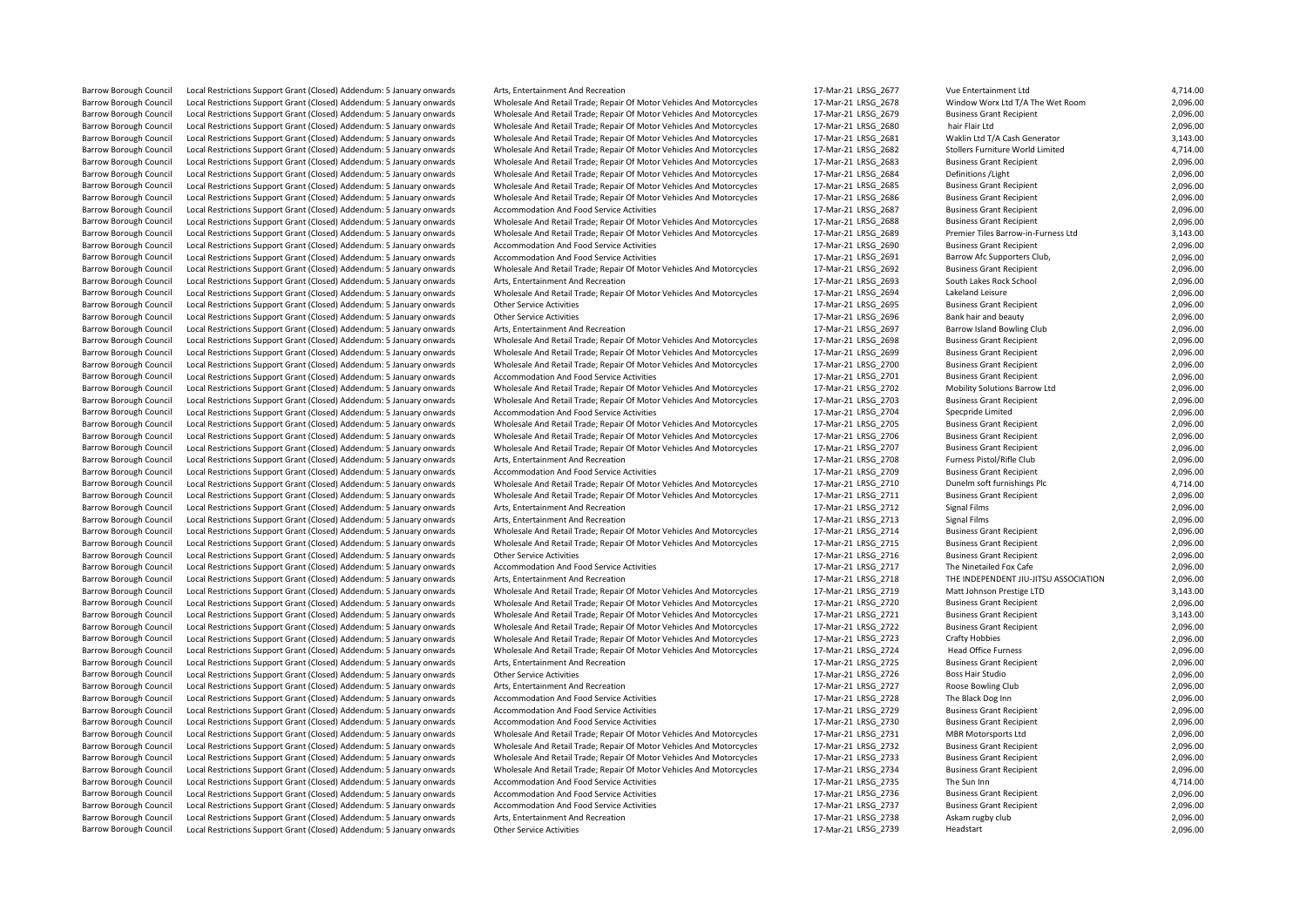| | | | | | | |
|---|---|---|---|---|---|---|
| Barrow Borough Council | Local Restrictions Support Grant (Closed) Addendum: 5 January onwards | Arts, Entertainment And Recreation | 17-Mar-21 | LRSG_2677 | Vue Entertainment Ltd | 4,714.00 |
| Barrow Borough Council | Local Restrictions Support Grant (Closed) Addendum: 5 January onwards | Wholesale And Retail Trade; Repair Of Motor Vehicles And Motorcycles | 17-Mar-21 | LRSG_2678 | Window Worx Ltd T/A The Wet Room | 2,096.00 |
| Barrow Borough Council | Local Restrictions Support Grant (Closed) Addendum: 5 January onwards | Wholesale And Retail Trade; Repair Of Motor Vehicles And Motorcycles | 17-Mar-21 | LRSG_2679 | Business Grant Recipient | 2,096.00 |
| Barrow Borough Council | Local Restrictions Support Grant (Closed) Addendum: 5 January onwards | Wholesale And Retail Trade; Repair Of Motor Vehicles And Motorcycles | 17-Mar-21 | LRSG_2680 | hair Flair Ltd | 2,096.00 |
| Barrow Borough Council | Local Restrictions Support Grant (Closed) Addendum: 5 January onwards | Wholesale And Retail Trade; Repair Of Motor Vehicles And Motorcycles | 17-Mar-21 | LRSG_2681 | Waklin Ltd T/A Cash Generator | 3,143.00 |
| Barrow Borough Council | Local Restrictions Support Grant (Closed) Addendum: 5 January onwards | Wholesale And Retail Trade; Repair Of Motor Vehicles And Motorcycles | 17-Mar-21 | LRSG_2682 | Stollers Furniture World Limited | 4,714.00 |
| Barrow Borough Council | Local Restrictions Support Grant (Closed) Addendum: 5 January onwards | Wholesale And Retail Trade; Repair Of Motor Vehicles And Motorcycles | 17-Mar-21 | LRSG_2683 | Business Grant Recipient | 2,096.00 |
| Barrow Borough Council | Local Restrictions Support Grant (Closed) Addendum: 5 January onwards | Wholesale And Retail Trade; Repair Of Motor Vehicles And Motorcycles | 17-Mar-21 | LRSG_2684 | Definitions /Light | 2,096.00 |
| Barrow Borough Council | Local Restrictions Support Grant (Closed) Addendum: 5 January onwards | Wholesale And Retail Trade; Repair Of Motor Vehicles And Motorcycles | 17-Mar-21 | LRSG_2685 | Business Grant Recipient | 2,096.00 |
| Barrow Borough Council | Local Restrictions Support Grant (Closed) Addendum: 5 January onwards | Wholesale And Retail Trade; Repair Of Motor Vehicles And Motorcycles | 17-Mar-21 | LRSG_2686 | Business Grant Recipient | 2,096.00 |
| Barrow Borough Council | Local Restrictions Support Grant (Closed) Addendum: 5 January onwards | Accommodation And Food Service Activities | 17-Mar-21 | LRSG_2687 | Business Grant Recipient | 2,096.00 |
| Barrow Borough Council | Local Restrictions Support Grant (Closed) Addendum: 5 January onwards | Wholesale And Retail Trade; Repair Of Motor Vehicles And Motorcycles | 17-Mar-21 | LRSG_2688 | Business Grant Recipient | 2,096.00 |
| Barrow Borough Council | Local Restrictions Support Grant (Closed) Addendum: 5 January onwards | Wholesale And Retail Trade; Repair Of Motor Vehicles And Motorcycles | 17-Mar-21 | LRSG_2689 | Premier Tiles Barrow-in-Furness Ltd | 3,143.00 |
| Barrow Borough Council | Local Restrictions Support Grant (Closed) Addendum: 5 January onwards | Accommodation And Food Service Activities | 17-Mar-21 | LRSG_2690 | Business Grant Recipient | 2,096.00 |
| Barrow Borough Council | Local Restrictions Support Grant (Closed) Addendum: 5 January onwards | Accommodation And Food Service Activities | 17-Mar-21 | LRSG_2691 | Barrow Afc Supporters Club, | 2,096.00 |
| Barrow Borough Council | Local Restrictions Support Grant (Closed) Addendum: 5 January onwards | Wholesale And Retail Trade; Repair Of Motor Vehicles And Motorcycles | 17-Mar-21 | LRSG_2692 | Business Grant Recipient | 2,096.00 |
| Barrow Borough Council | Local Restrictions Support Grant (Closed) Addendum: 5 January onwards | Arts, Entertainment And Recreation | 17-Mar-21 | LRSG_2693 | South Lakes Rock School | 2,096.00 |
| Barrow Borough Council | Local Restrictions Support Grant (Closed) Addendum: 5 January onwards | Wholesale And Retail Trade; Repair Of Motor Vehicles And Motorcycles | 17-Mar-21 | LRSG_2694 | Lakeland Leisure | 2,096.00 |
| Barrow Borough Council | Local Restrictions Support Grant (Closed) Addendum: 5 January onwards | Other Service Activities | 17-Mar-21 | LRSG_2695 | Business Grant Recipient | 2,096.00 |
| Barrow Borough Council | Local Restrictions Support Grant (Closed) Addendum: 5 January onwards | Other Service Activities | 17-Mar-21 | LRSG_2696 | Bank hair and beauty | 2,096.00 |
| Barrow Borough Council | Local Restrictions Support Grant (Closed) Addendum: 5 January onwards | Arts, Entertainment And Recreation | 17-Mar-21 | LRSG_2697 | Barrow Island Bowling Club | 2,096.00 |
| Barrow Borough Council | Local Restrictions Support Grant (Closed) Addendum: 5 January onwards | Wholesale And Retail Trade; Repair Of Motor Vehicles And Motorcycles | 17-Mar-21 | LRSG_2698 | Business Grant Recipient | 2,096.00 |
| Barrow Borough Council | Local Restrictions Support Grant (Closed) Addendum: 5 January onwards | Wholesale And Retail Trade; Repair Of Motor Vehicles And Motorcycles | 17-Mar-21 | LRSG_2699 | Business Grant Recipient | 2,096.00 |
| Barrow Borough Council | Local Restrictions Support Grant (Closed) Addendum: 5 January onwards | Wholesale And Retail Trade; Repair Of Motor Vehicles And Motorcycles | 17-Mar-21 | LRSG_2700 | Business Grant Recipient | 2,096.00 |
| Barrow Borough Council | Local Restrictions Support Grant (Closed) Addendum: 5 January onwards | Accommodation And Food Service Activities | 17-Mar-21 | LRSG_2701 | Business Grant Recipient | 2,096.00 |
| Barrow Borough Council | Local Restrictions Support Grant (Closed) Addendum: 5 January onwards | Wholesale And Retail Trade; Repair Of Motor Vehicles And Motorcycles | 17-Mar-21 | LRSG_2702 | Mobility Solutions Barrow Ltd | 2,096.00 |
| Barrow Borough Council | Local Restrictions Support Grant (Closed) Addendum: 5 January onwards | Wholesale And Retail Trade; Repair Of Motor Vehicles And Motorcycles | 17-Mar-21 | LRSG_2703 | Business Grant Recipient | 2,096.00 |
| Barrow Borough Council | Local Restrictions Support Grant (Closed) Addendum: 5 January onwards | Accommodation And Food Service Activities | 17-Mar-21 | LRSG_2704 | Specpride Limited | 2,096.00 |
| Barrow Borough Council | Local Restrictions Support Grant (Closed) Addendum: 5 January onwards | Wholesale And Retail Trade; Repair Of Motor Vehicles And Motorcycles | 17-Mar-21 | LRSG_2705 | Business Grant Recipient | 2,096.00 |
| Barrow Borough Council | Local Restrictions Support Grant (Closed) Addendum: 5 January onwards | Wholesale And Retail Trade; Repair Of Motor Vehicles And Motorcycles | 17-Mar-21 | LRSG_2706 | Business Grant Recipient | 2,096.00 |
| Barrow Borough Council | Local Restrictions Support Grant (Closed) Addendum: 5 January onwards | Wholesale And Retail Trade; Repair Of Motor Vehicles And Motorcycles | 17-Mar-21 | LRSG_2707 | Business Grant Recipient | 2,096.00 |
| Barrow Borough Council | Local Restrictions Support Grant (Closed) Addendum: 5 January onwards | Arts, Entertainment And Recreation | 17-Mar-21 | LRSG_2708 | Furness Pistol/Rifle Club | 2,096.00 |
| Barrow Borough Council | Local Restrictions Support Grant (Closed) Addendum: 5 January onwards | Accommodation And Food Service Activities | 17-Mar-21 | LRSG_2709 | Business Grant Recipient | 2,096.00 |
| Barrow Borough Council | Local Restrictions Support Grant (Closed) Addendum: 5 January onwards | Wholesale And Retail Trade; Repair Of Motor Vehicles And Motorcycles | 17-Mar-21 | LRSG_2710 | Dunelm soft furnishings Plc | 4,714.00 |
| Barrow Borough Council | Local Restrictions Support Grant (Closed) Addendum: 5 January onwards | Wholesale And Retail Trade; Repair Of Motor Vehicles And Motorcycles | 17-Mar-21 | LRSG_2711 | Business Grant Recipient | 2,096.00 |
| Barrow Borough Council | Local Restrictions Support Grant (Closed) Addendum: 5 January onwards | Arts, Entertainment And Recreation | 17-Mar-21 | LRSG_2712 | Signal Films | 2,096.00 |
| Barrow Borough Council | Local Restrictions Support Grant (Closed) Addendum: 5 January onwards | Arts, Entertainment And Recreation | 17-Mar-21 | LRSG_2713 | Signal Films | 2,096.00 |
| Barrow Borough Council | Local Restrictions Support Grant (Closed) Addendum: 5 January onwards | Wholesale And Retail Trade; Repair Of Motor Vehicles And Motorcycles | 17-Mar-21 | LRSG_2714 | Business Grant Recipient | 2,096.00 |
| Barrow Borough Council | Local Restrictions Support Grant (Closed) Addendum: 5 January onwards | Wholesale And Retail Trade; Repair Of Motor Vehicles And Motorcycles | 17-Mar-21 | LRSG_2715 | Business Grant Recipient | 2,096.00 |
| Barrow Borough Council | Local Restrictions Support Grant (Closed) Addendum: 5 January onwards | Other Service Activities | 17-Mar-21 | LRSG_2716 | Business Grant Recipient | 2,096.00 |
| Barrow Borough Council | Local Restrictions Support Grant (Closed) Addendum: 5 January onwards | Accommodation And Food Service Activities | 17-Mar-21 | LRSG_2717 | The Ninetailed Fox Cafe | 2,096.00 |
| Barrow Borough Council | Local Restrictions Support Grant (Closed) Addendum: 5 January onwards | Arts, Entertainment And Recreation | 17-Mar-21 | LRSG_2718 | THE INDEPENDENT JIU-JITSU ASSOCIATION | 2,096.00 |
| Barrow Borough Council | Local Restrictions Support Grant (Closed) Addendum: 5 January onwards | Wholesale And Retail Trade; Repair Of Motor Vehicles And Motorcycles | 17-Mar-21 | LRSG_2719 | Matt Johnson Prestige LTD | 3,143.00 |
| Barrow Borough Council | Local Restrictions Support Grant (Closed) Addendum: 5 January onwards | Wholesale And Retail Trade; Repair Of Motor Vehicles And Motorcycles | 17-Mar-21 | LRSG_2720 | Business Grant Recipient | 2,096.00 |
| Barrow Borough Council | Local Restrictions Support Grant (Closed) Addendum: 5 January onwards | Wholesale And Retail Trade; Repair Of Motor Vehicles And Motorcycles | 17-Mar-21 | LRSG_2721 | Business Grant Recipient | 3,143.00 |
| Barrow Borough Council | Local Restrictions Support Grant (Closed) Addendum: 5 January onwards | Wholesale And Retail Trade; Repair Of Motor Vehicles And Motorcycles | 17-Mar-21 | LRSG_2722 | Business Grant Recipient | 2,096.00 |
| Barrow Borough Council | Local Restrictions Support Grant (Closed) Addendum: 5 January onwards | Wholesale And Retail Trade; Repair Of Motor Vehicles And Motorcycles | 17-Mar-21 | LRSG_2723 | Crafty Hobbies | 2,096.00 |
| Barrow Borough Council | Local Restrictions Support Grant (Closed) Addendum: 5 January onwards | Wholesale And Retail Trade; Repair Of Motor Vehicles And Motorcycles | 17-Mar-21 | LRSG_2724 | Head Office Furness | 2,096.00 |
| Barrow Borough Council | Local Restrictions Support Grant (Closed) Addendum: 5 January onwards | Arts, Entertainment And Recreation | 17-Mar-21 | LRSG_2725 | Business Grant Recipient | 2,096.00 |
| Barrow Borough Council | Local Restrictions Support Grant (Closed) Addendum: 5 January onwards | Other Service Activities | 17-Mar-21 | LRSG_2726 | Boss Hair Studio | 2,096.00 |
| Barrow Borough Council | Local Restrictions Support Grant (Closed) Addendum: 5 January onwards | Arts, Entertainment And Recreation | 17-Mar-21 | LRSG_2727 | Roose Bowling Club | 2,096.00 |
| Barrow Borough Council | Local Restrictions Support Grant (Closed) Addendum: 5 January onwards | Accommodation And Food Service Activities | 17-Mar-21 | LRSG_2728 | The Black Dog Inn | 2,096.00 |
| Barrow Borough Council | Local Restrictions Support Grant (Closed) Addendum: 5 January onwards | Accommodation And Food Service Activities | 17-Mar-21 | LRSG_2729 | Business Grant Recipient | 2,096.00 |
| Barrow Borough Council | Local Restrictions Support Grant (Closed) Addendum: 5 January onwards | Accommodation And Food Service Activities | 17-Mar-21 | LRSG_2730 | Business Grant Recipient | 2,096.00 |
| Barrow Borough Council | Local Restrictions Support Grant (Closed) Addendum: 5 January onwards | Wholesale And Retail Trade; Repair Of Motor Vehicles And Motorcycles | 17-Mar-21 | LRSG_2731 | MBR Motorsports Ltd | 2,096.00 |
| Barrow Borough Council | Local Restrictions Support Grant (Closed) Addendum: 5 January onwards | Wholesale And Retail Trade; Repair Of Motor Vehicles And Motorcycles | 17-Mar-21 | LRSG_2732 | Business Grant Recipient | 2,096.00 |
| Barrow Borough Council | Local Restrictions Support Grant (Closed) Addendum: 5 January onwards | Wholesale And Retail Trade; Repair Of Motor Vehicles And Motorcycles | 17-Mar-21 | LRSG_2733 | Business Grant Recipient | 2,096.00 |
| Barrow Borough Council | Local Restrictions Support Grant (Closed) Addendum: 5 January onwards | Wholesale And Retail Trade; Repair Of Motor Vehicles And Motorcycles | 17-Mar-21 | LRSG_2734 | Business Grant Recipient | 2,096.00 |
| Barrow Borough Council | Local Restrictions Support Grant (Closed) Addendum: 5 January onwards | Accommodation And Food Service Activities | 17-Mar-21 | LRSG_2735 | The Sun Inn | 4,714.00 |
| Barrow Borough Council | Local Restrictions Support Grant (Closed) Addendum: 5 January onwards | Accommodation And Food Service Activities | 17-Mar-21 | LRSG_2736 | Business Grant Recipient | 2,096.00 |
| Barrow Borough Council | Local Restrictions Support Grant (Closed) Addendum: 5 January onwards | Accommodation And Food Service Activities | 17-Mar-21 | LRSG_2737 | Business Grant Recipient | 2,096.00 |
| Barrow Borough Council | Local Restrictions Support Grant (Closed) Addendum: 5 January onwards | Arts, Entertainment And Recreation | 17-Mar-21 | LRSG_2738 | Askam rugby club | 2,096.00 |
| Barrow Borough Council | Local Restrictions Support Grant (Closed) Addendum: 5 January onwards | Other Service Activities | 17-Mar-21 | LRSG_2739 | Headstart | 2,096.00 |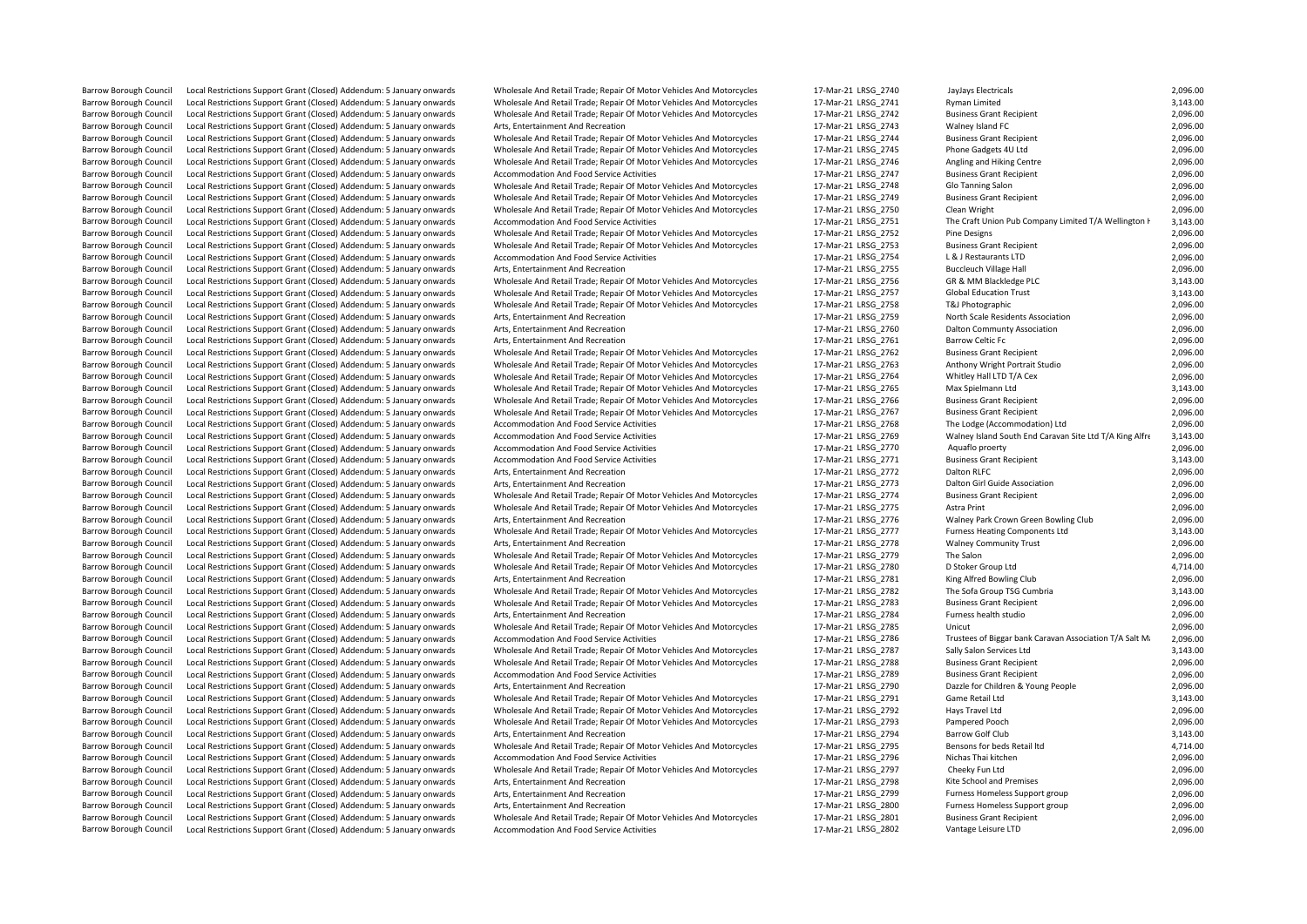| | | | | | | |
|---|---|---|---|---|---|---|
| Barrow Borough Council | Local Restrictions Support Grant (Closed) Addendum: 5 January onwards | Wholesale And Retail Trade; Repair Of Motor Vehicles And Motorcycles | 17-Mar-21 | LRSG_2740 | JayJays Electricals | 2,096.00 |
| Barrow Borough Council | Local Restrictions Support Grant (Closed) Addendum: 5 January onwards | Wholesale And Retail Trade; Repair Of Motor Vehicles And Motorcycles | 17-Mar-21 | LRSG_2741 | Ryman Limited | 3,143.00 |
| Barrow Borough Council | Local Restrictions Support Grant (Closed) Addendum: 5 January onwards | Wholesale And Retail Trade; Repair Of Motor Vehicles And Motorcycles | 17-Mar-21 | LRSG_2742 | Business Grant Recipient | 2,096.00 |
| Barrow Borough Council | Local Restrictions Support Grant (Closed) Addendum: 5 January onwards | Arts, Entertainment And Recreation | 17-Mar-21 | LRSG_2743 | Walney Island FC | 2,096.00 |
| Barrow Borough Council | Local Restrictions Support Grant (Closed) Addendum: 5 January onwards | Wholesale And Retail Trade; Repair Of Motor Vehicles And Motorcycles | 17-Mar-21 | LRSG_2744 | Business Grant Recipient | 2,096.00 |
| Barrow Borough Council | Local Restrictions Support Grant (Closed) Addendum: 5 January onwards | Wholesale And Retail Trade; Repair Of Motor Vehicles And Motorcycles | 17-Mar-21 | LRSG_2745 | Phone Gadgets 4U Ltd | 2,096.00 |
| Barrow Borough Council | Local Restrictions Support Grant (Closed) Addendum: 5 January onwards | Wholesale And Retail Trade; Repair Of Motor Vehicles And Motorcycles | 17-Mar-21 | LRSG_2746 | Angling and Hiking Centre | 2,096.00 |
| Barrow Borough Council | Local Restrictions Support Grant (Closed) Addendum: 5 January onwards | Accommodation And Food Service Activities | 17-Mar-21 | LRSG_2747 | Business Grant Recipient | 2,096.00 |
| Barrow Borough Council | Local Restrictions Support Grant (Closed) Addendum: 5 January onwards | Wholesale And Retail Trade; Repair Of Motor Vehicles And Motorcycles | 17-Mar-21 | LRSG_2748 | Glo Tanning Salon | 2,096.00 |
| Barrow Borough Council | Local Restrictions Support Grant (Closed) Addendum: 5 January onwards | Wholesale And Retail Trade; Repair Of Motor Vehicles And Motorcycles | 17-Mar-21 | LRSG_2749 | Business Grant Recipient | 2,096.00 |
| Barrow Borough Council | Local Restrictions Support Grant (Closed) Addendum: 5 January onwards | Wholesale And Retail Trade; Repair Of Motor Vehicles And Motorcycles | 17-Mar-21 | LRSG_2750 | Clean Wright | 2,096.00 |
| Barrow Borough Council | Local Restrictions Support Grant (Closed) Addendum: 5 January onwards | Accommodation And Food Service Activities | 17-Mar-21 | LRSG_2751 | The Craft Union Pub Company Limited T/A Wellington H | 3,143.00 |
| Barrow Borough Council | Local Restrictions Support Grant (Closed) Addendum: 5 January onwards | Wholesale And Retail Trade; Repair Of Motor Vehicles And Motorcycles | 17-Mar-21 | LRSG_2752 | Pine Designs | 2,096.00 |
| Barrow Borough Council | Local Restrictions Support Grant (Closed) Addendum: 5 January onwards | Wholesale And Retail Trade; Repair Of Motor Vehicles And Motorcycles | 17-Mar-21 | LRSG_2753 | Business Grant Recipient | 2,096.00 |
| Barrow Borough Council | Local Restrictions Support Grant (Closed) Addendum: 5 January onwards | Accommodation And Food Service Activities | 17-Mar-21 | LRSG_2754 | L & J Restaurants LTD | 2,096.00 |
| Barrow Borough Council | Local Restrictions Support Grant (Closed) Addendum: 5 January onwards | Arts, Entertainment And Recreation | 17-Mar-21 | LRSG_2755 | Buccleuch Village Hall | 2,096.00 |
| Barrow Borough Council | Local Restrictions Support Grant (Closed) Addendum: 5 January onwards | Wholesale And Retail Trade; Repair Of Motor Vehicles And Motorcycles | 17-Mar-21 | LRSG_2756 | GR & MM Blackledge PLC | 3,143.00 |
| Barrow Borough Council | Local Restrictions Support Grant (Closed) Addendum: 5 January onwards | Wholesale And Retail Trade; Repair Of Motor Vehicles And Motorcycles | 17-Mar-21 | LRSG_2757 | Global Education Trust | 3,143.00 |
| Barrow Borough Council | Local Restrictions Support Grant (Closed) Addendum: 5 January onwards | Wholesale And Retail Trade; Repair Of Motor Vehicles And Motorcycles | 17-Mar-21 | LRSG_2758 | T&J Photographic | 2,096.00 |
| Barrow Borough Council | Local Restrictions Support Grant (Closed) Addendum: 5 January onwards | Arts, Entertainment And Recreation | 17-Mar-21 | LRSG_2759 | North Scale Residents Association | 2,096.00 |
| Barrow Borough Council | Local Restrictions Support Grant (Closed) Addendum: 5 January onwards | Arts, Entertainment And Recreation | 17-Mar-21 | LRSG_2760 | Dalton Communty Association | 2,096.00 |
| Barrow Borough Council | Local Restrictions Support Grant (Closed) Addendum: 5 January onwards | Arts, Entertainment And Recreation | 17-Mar-21 | LRSG_2761 | Barrow Celtic Fc | 2,096.00 |
| Barrow Borough Council | Local Restrictions Support Grant (Closed) Addendum: 5 January onwards | Wholesale And Retail Trade; Repair Of Motor Vehicles And Motorcycles | 17-Mar-21 | LRSG_2762 | Business Grant Recipient | 2,096.00 |
| Barrow Borough Council | Local Restrictions Support Grant (Closed) Addendum: 5 January onwards | Wholesale And Retail Trade; Repair Of Motor Vehicles And Motorcycles | 17-Mar-21 | LRSG_2763 | Anthony Wright Portrait Studio | 2,096.00 |
| Barrow Borough Council | Local Restrictions Support Grant (Closed) Addendum: 5 January onwards | Wholesale And Retail Trade; Repair Of Motor Vehicles And Motorcycles | 17-Mar-21 | LRSG_2764 | Whitley Hall LTD T/A Cex | 2,096.00 |
| Barrow Borough Council | Local Restrictions Support Grant (Closed) Addendum: 5 January onwards | Wholesale And Retail Trade; Repair Of Motor Vehicles And Motorcycles | 17-Mar-21 | LRSG_2765 | Max Spielmann Ltd | 3,143.00 |
| Barrow Borough Council | Local Restrictions Support Grant (Closed) Addendum: 5 January onwards | Wholesale And Retail Trade; Repair Of Motor Vehicles And Motorcycles | 17-Mar-21 | LRSG_2766 | Business Grant Recipient | 2,096.00 |
| Barrow Borough Council | Local Restrictions Support Grant (Closed) Addendum: 5 January onwards | Wholesale And Retail Trade; Repair Of Motor Vehicles And Motorcycles | 17-Mar-21 | LRSG_2767 | Business Grant Recipient | 2,096.00 |
| Barrow Borough Council | Local Restrictions Support Grant (Closed) Addendum: 5 January onwards | Accommodation And Food Service Activities | 17-Mar-21 | LRSG_2768 | The Lodge (Accommodation) Ltd | 2,096.00 |
| Barrow Borough Council | Local Restrictions Support Grant (Closed) Addendum: 5 January onwards | Accommodation And Food Service Activities | 17-Mar-21 | LRSG_2769 | Walney Island South End Caravan Site Ltd T/A King Alfre | 3,143.00 |
| Barrow Borough Council | Local Restrictions Support Grant (Closed) Addendum: 5 January onwards | Accommodation And Food Service Activities | 17-Mar-21 | LRSG_2770 | Aquaflo proerty | 2,096.00 |
| Barrow Borough Council | Local Restrictions Support Grant (Closed) Addendum: 5 January onwards | Accommodation And Food Service Activities | 17-Mar-21 | LRSG_2771 | Business Grant Recipient | 3,143.00 |
| Barrow Borough Council | Local Restrictions Support Grant (Closed) Addendum: 5 January onwards | Arts, Entertainment And Recreation | 17-Mar-21 | LRSG_2772 | Dalton RLFC | 2,096.00 |
| Barrow Borough Council | Local Restrictions Support Grant (Closed) Addendum: 5 January onwards | Arts, Entertainment And Recreation | 17-Mar-21 | LRSG_2773 | Dalton Girl Guide Association | 2,096.00 |
| Barrow Borough Council | Local Restrictions Support Grant (Closed) Addendum: 5 January onwards | Wholesale And Retail Trade; Repair Of Motor Vehicles And Motorcycles | 17-Mar-21 | LRSG_2774 | Business Grant Recipient | 2,096.00 |
| Barrow Borough Council | Local Restrictions Support Grant (Closed) Addendum: 5 January onwards | Wholesale And Retail Trade; Repair Of Motor Vehicles And Motorcycles | 17-Mar-21 | LRSG_2775 | Astra Print | 2,096.00 |
| Barrow Borough Council | Local Restrictions Support Grant (Closed) Addendum: 5 January onwards | Arts, Entertainment And Recreation | 17-Mar-21 | LRSG_2776 | Walney Park Crown Green Bowling Club | 2,096.00 |
| Barrow Borough Council | Local Restrictions Support Grant (Closed) Addendum: 5 January onwards | Wholesale And Retail Trade; Repair Of Motor Vehicles And Motorcycles | 17-Mar-21 | LRSG_2777 | Furness Heating Components Ltd | 3,143.00 |
| Barrow Borough Council | Local Restrictions Support Grant (Closed) Addendum: 5 January onwards | Arts, Entertainment And Recreation | 17-Mar-21 | LRSG_2778 | Walney Community Trust | 2,096.00 |
| Barrow Borough Council | Local Restrictions Support Grant (Closed) Addendum: 5 January onwards | Wholesale And Retail Trade; Repair Of Motor Vehicles And Motorcycles | 17-Mar-21 | LRSG_2779 | The Salon | 2,096.00 |
| Barrow Borough Council | Local Restrictions Support Grant (Closed) Addendum: 5 January onwards | Wholesale And Retail Trade; Repair Of Motor Vehicles And Motorcycles | 17-Mar-21 | LRSG_2780 | D Stoker Group Ltd | 4,714.00 |
| Barrow Borough Council | Local Restrictions Support Grant (Closed) Addendum: 5 January onwards | Arts, Entertainment And Recreation | 17-Mar-21 | LRSG_2781 | King Alfred Bowling Club | 2,096.00 |
| Barrow Borough Council | Local Restrictions Support Grant (Closed) Addendum: 5 January onwards | Wholesale And Retail Trade; Repair Of Motor Vehicles And Motorcycles | 17-Mar-21 | LRSG_2782 | The Sofa Group TSG Cumbria | 3,143.00 |
| Barrow Borough Council | Local Restrictions Support Grant (Closed) Addendum: 5 January onwards | Wholesale And Retail Trade; Repair Of Motor Vehicles And Motorcycles | 17-Mar-21 | LRSG_2783 | Business Grant Recipient | 2,096.00 |
| Barrow Borough Council | Local Restrictions Support Grant (Closed) Addendum: 5 January onwards | Arts, Entertainment And Recreation | 17-Mar-21 | LRSG_2784 | Furness health studio | 2,096.00 |
| Barrow Borough Council | Local Restrictions Support Grant (Closed) Addendum: 5 January onwards | Wholesale And Retail Trade; Repair Of Motor Vehicles And Motorcycles | 17-Mar-21 | LRSG_2785 | Unicut | 2,096.00 |
| Barrow Borough Council | Local Restrictions Support Grant (Closed) Addendum: 5 January onwards | Accommodation And Food Service Activities | 17-Mar-21 | LRSG_2786 | Trustees of Biggar bank Caravan Association T/A Salt Ma | 2,096.00 |
| Barrow Borough Council | Local Restrictions Support Grant (Closed) Addendum: 5 January onwards | Wholesale And Retail Trade; Repair Of Motor Vehicles And Motorcycles | 17-Mar-21 | LRSG_2787 | Sally Salon Services Ltd | 3,143.00 |
| Barrow Borough Council | Local Restrictions Support Grant (Closed) Addendum: 5 January onwards | Wholesale And Retail Trade; Repair Of Motor Vehicles And Motorcycles | 17-Mar-21 | LRSG_2788 | Business Grant Recipient | 2,096.00 |
| Barrow Borough Council | Local Restrictions Support Grant (Closed) Addendum: 5 January onwards | Accommodation And Food Service Activities | 17-Mar-21 | LRSG_2789 | Business Grant Recipient | 2,096.00 |
| Barrow Borough Council | Local Restrictions Support Grant (Closed) Addendum: 5 January onwards | Arts, Entertainment And Recreation | 17-Mar-21 | LRSG_2790 | Dazzle for Children & Young People | 2,096.00 |
| Barrow Borough Council | Local Restrictions Support Grant (Closed) Addendum: 5 January onwards | Wholesale And Retail Trade; Repair Of Motor Vehicles And Motorcycles | 17-Mar-21 | LRSG_2791 | Game Retail Ltd | 3,143.00 |
| Barrow Borough Council | Local Restrictions Support Grant (Closed) Addendum: 5 January onwards | Wholesale And Retail Trade; Repair Of Motor Vehicles And Motorcycles | 17-Mar-21 | LRSG_2792 | Hays Travel Ltd | 2,096.00 |
| Barrow Borough Council | Local Restrictions Support Grant (Closed) Addendum: 5 January onwards | Wholesale And Retail Trade; Repair Of Motor Vehicles And Motorcycles | 17-Mar-21 | LRSG_2793 | Pampered Pooch | 2,096.00 |
| Barrow Borough Council | Local Restrictions Support Grant (Closed) Addendum: 5 January onwards | Arts, Entertainment And Recreation | 17-Mar-21 | LRSG_2794 | Barrow Golf Club | 3,143.00 |
| Barrow Borough Council | Local Restrictions Support Grant (Closed) Addendum: 5 January onwards | Wholesale And Retail Trade; Repair Of Motor Vehicles And Motorcycles | 17-Mar-21 | LRSG_2795 | Bensons for beds Retail ltd | 4,714.00 |
| Barrow Borough Council | Local Restrictions Support Grant (Closed) Addendum: 5 January onwards | Accommodation And Food Service Activities | 17-Mar-21 | LRSG_2796 | Nichas Thai kitchen | 2,096.00 |
| Barrow Borough Council | Local Restrictions Support Grant (Closed) Addendum: 5 January onwards | Wholesale And Retail Trade; Repair Of Motor Vehicles And Motorcycles | 17-Mar-21 | LRSG_2797 | Cheeky Fun Ltd | 2,096.00 |
| Barrow Borough Council | Local Restrictions Support Grant (Closed) Addendum: 5 January onwards | Arts, Entertainment And Recreation | 17-Mar-21 | LRSG_2798 | Kite School and Premises | 2,096.00 |
| Barrow Borough Council | Local Restrictions Support Grant (Closed) Addendum: 5 January onwards | Arts, Entertainment And Recreation | 17-Mar-21 | LRSG_2799 | Furness Homeless Support group | 2,096.00 |
| Barrow Borough Council | Local Restrictions Support Grant (Closed) Addendum: 5 January onwards | Arts, Entertainment And Recreation | 17-Mar-21 | LRSG_2800 | Furness Homeless Support group | 2,096.00 |
| Barrow Borough Council | Local Restrictions Support Grant (Closed) Addendum: 5 January onwards | Wholesale And Retail Trade; Repair Of Motor Vehicles And Motorcycles | 17-Mar-21 | LRSG_2801 | Business Grant Recipient | 2,096.00 |
| Barrow Borough Council | Local Restrictions Support Grant (Closed) Addendum: 5 January onwards | Accommodation And Food Service Activities | 17-Mar-21 | LRSG_2802 | Vantage Leisure LTD | 2,096.00 |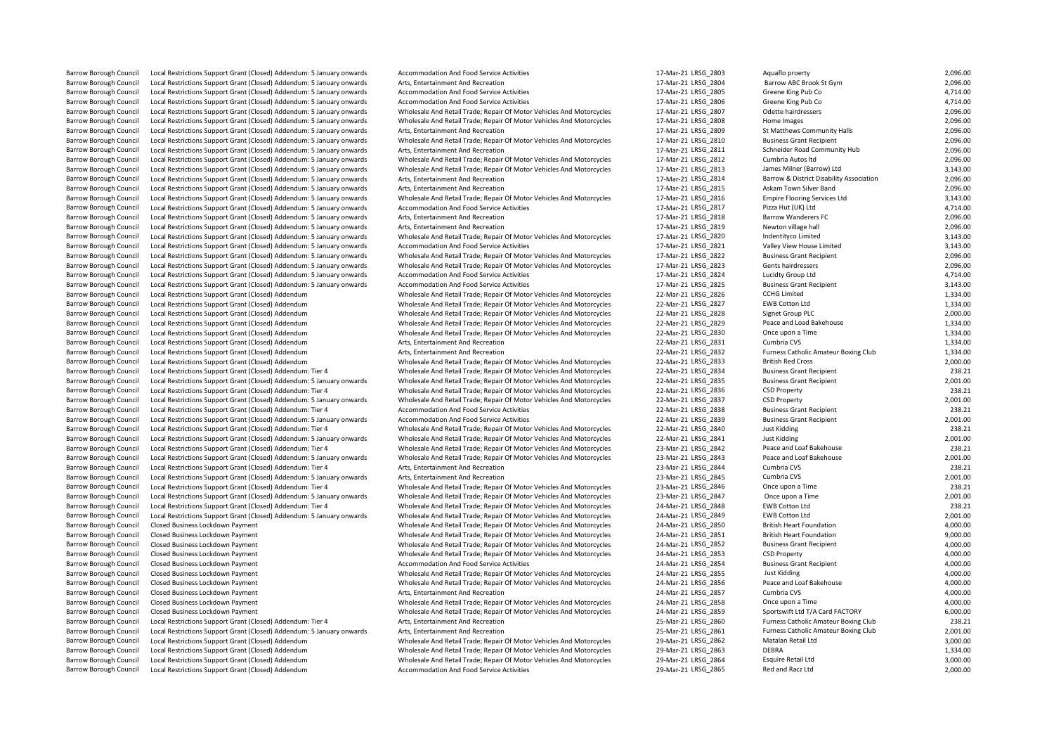| | | | | | | |
|---|---|---|---|---|---|---|
| Barrow Borough Council | Local Restrictions Support Grant (Closed) Addendum: 5 January onwards | Accommodation And Food Service Activities | 17-Mar-21 | LRSG_2803 | Aquaflo proerty | 2,096.00 |
| Barrow Borough Council | Local Restrictions Support Grant (Closed) Addendum: 5 January onwards | Arts, Entertainment And Recreation | 17-Mar-21 | LRSG_2804 | Barrow ABC Brook St Gym | 2,096.00 |
| Barrow Borough Council | Local Restrictions Support Grant (Closed) Addendum: 5 January onwards | Accommodation And Food Service Activities | 17-Mar-21 | LRSG_2805 | Greene King Pub Co | 4,714.00 |
| Barrow Borough Council | Local Restrictions Support Grant (Closed) Addendum: 5 January onwards | Accommodation And Food Service Activities | 17-Mar-21 | LRSG_2806 | Greene King Pub Co | 4,714.00 |
| Barrow Borough Council | Local Restrictions Support Grant (Closed) Addendum: 5 January onwards | Wholesale And Retail Trade; Repair Of Motor Vehicles And Motorcycles | 17-Mar-21 | LRSG_2807 | Odette hairdressers | 2,096.00 |
| Barrow Borough Council | Local Restrictions Support Grant (Closed) Addendum: 5 January onwards | Wholesale And Retail Trade; Repair Of Motor Vehicles And Motorcycles | 17-Mar-21 | LRSG_2808 | Home Images | 2,096.00 |
| Barrow Borough Council | Local Restrictions Support Grant (Closed) Addendum: 5 January onwards | Arts, Entertainment And Recreation | 17-Mar-21 | LRSG_2809 | St Matthews Community Halls | 2,096.00 |
| Barrow Borough Council | Local Restrictions Support Grant (Closed) Addendum: 5 January onwards | Wholesale And Retail Trade; Repair Of Motor Vehicles And Motorcycles | 17-Mar-21 | LRSG_2810 | Business Grant Recipient | 2,096.00 |
| Barrow Borough Council | Local Restrictions Support Grant (Closed) Addendum: 5 January onwards | Arts, Entertainment And Recreation | 17-Mar-21 | LRSG_2811 | Schneider Road Community Hub | 2,096.00 |
| Barrow Borough Council | Local Restrictions Support Grant (Closed) Addendum: 5 January onwards | Wholesale And Retail Trade; Repair Of Motor Vehicles And Motorcycles | 17-Mar-21 | LRSG_2812 | Cumbria Autos ltd | 2,096.00 |
| Barrow Borough Council | Local Restrictions Support Grant (Closed) Addendum: 5 January onwards | Wholesale And Retail Trade; Repair Of Motor Vehicles And Motorcycles | 17-Mar-21 | LRSG_2813 | James Milner (Barrow) Ltd | 3,143.00 |
| Barrow Borough Council | Local Restrictions Support Grant (Closed) Addendum: 5 January onwards | Arts, Entertainment And Recreation | 17-Mar-21 | LRSG_2814 | Barrow & District Disability Association | 2,096.00 |
| Barrow Borough Council | Local Restrictions Support Grant (Closed) Addendum: 5 January onwards | Arts, Entertainment And Recreation | 17-Mar-21 | LRSG_2815 | Askam Town Silver Band | 2,096.00 |
| Barrow Borough Council | Local Restrictions Support Grant (Closed) Addendum: 5 January onwards | Wholesale And Retail Trade; Repair Of Motor Vehicles And Motorcycles | 17-Mar-21 | LRSG_2816 | Empire Flooring Services Ltd | 3,143.00 |
| Barrow Borough Council | Local Restrictions Support Grant (Closed) Addendum: 5 January onwards | Accommodation And Food Service Activities | 17-Mar-21 | LRSG_2817 | Pizza Hut (UK) Ltd | 4,714.00 |
| Barrow Borough Council | Local Restrictions Support Grant (Closed) Addendum: 5 January onwards | Arts, Entertainment And Recreation | 17-Mar-21 | LRSG_2818 | Barrow Wanderers FC | 2,096.00 |
| Barrow Borough Council | Local Restrictions Support Grant (Closed) Addendum: 5 January onwards | Arts, Entertainment And Recreation | 17-Mar-21 | LRSG_2819 | Newton village hall | 2,096.00 |
| Barrow Borough Council | Local Restrictions Support Grant (Closed) Addendum: 5 January onwards | Wholesale And Retail Trade; Repair Of Motor Vehicles And Motorcycles | 17-Mar-21 | LRSG_2820 | Indentityco Limited | 3,143.00 |
| Barrow Borough Council | Local Restrictions Support Grant (Closed) Addendum: 5 January onwards | Accommodation And Food Service Activities | 17-Mar-21 | LRSG_2821 | Valley View House Limited | 3,143.00 |
| Barrow Borough Council | Local Restrictions Support Grant (Closed) Addendum: 5 January onwards | Wholesale And Retail Trade; Repair Of Motor Vehicles And Motorcycles | 17-Mar-21 | LRSG_2822 | Business Grant Recipient | 2,096.00 |
| Barrow Borough Council | Local Restrictions Support Grant (Closed) Addendum: 5 January onwards | Wholesale And Retail Trade; Repair Of Motor Vehicles And Motorcycles | 17-Mar-21 | LRSG_2823 | Gents hairdressers | 2,096.00 |
| Barrow Borough Council | Local Restrictions Support Grant (Closed) Addendum: 5 January onwards | Accommodation And Food Service Activities | 17-Mar-21 | LRSG_2824 | Lucidty Group Ltd | 4,714.00 |
| Barrow Borough Council | Local Restrictions Support Grant (Closed) Addendum: 5 January onwards | Accommodation And Food Service Activities | 17-Mar-21 | LRSG_2825 | Business Grant Recipient | 3,143.00 |
| Barrow Borough Council | Local Restrictions Support Grant (Closed) Addendum | Wholesale And Retail Trade; Repair Of Motor Vehicles And Motorcycles | 22-Mar-21 | LRSG_2826 | CCHG Limited | 1,334.00 |
| Barrow Borough Council | Local Restrictions Support Grant (Closed) Addendum | Wholesale And Retail Trade; Repair Of Motor Vehicles And Motorcycles | 22-Mar-21 | LRSG_2827 | EWB Cotton Ltd | 1,334.00 |
| Barrow Borough Council | Local Restrictions Support Grant (Closed) Addendum | Wholesale And Retail Trade; Repair Of Motor Vehicles And Motorcycles | 22-Mar-21 | LRSG_2828 | Signet Group PLC | 2,000.00 |
| Barrow Borough Council | Local Restrictions Support Grant (Closed) Addendum | Wholesale And Retail Trade; Repair Of Motor Vehicles And Motorcycles | 22-Mar-21 | LRSG_2829 | Peace and Load Bakehouse | 1,334.00 |
| Barrow Borough Council | Local Restrictions Support Grant (Closed) Addendum | Wholesale And Retail Trade; Repair Of Motor Vehicles And Motorcycles | 22-Mar-21 | LRSG_2830 | Once upon a Time | 1,334.00 |
| Barrow Borough Council | Local Restrictions Support Grant (Closed) Addendum | Arts, Entertainment And Recreation | 22-Mar-21 | LRSG_2831 | Cumbria CVS | 1,334.00 |
| Barrow Borough Council | Local Restrictions Support Grant (Closed) Addendum | Arts, Entertainment And Recreation | 22-Mar-21 | LRSG_2832 | Furness Catholic Amateur Boxing Club | 1,334.00 |
| Barrow Borough Council | Local Restrictions Support Grant (Closed) Addendum | Wholesale And Retail Trade; Repair Of Motor Vehicles And Motorcycles | 22-Mar-21 | LRSG_2833 | British Red Cross | 2,000.00 |
| Barrow Borough Council | Local Restrictions Support Grant (Closed) Addendum: Tier 4 | Wholesale And Retail Trade; Repair Of Motor Vehicles And Motorcycles | 22-Mar-21 | LRSG_2834 | Business Grant Recipient | 238.21 |
| Barrow Borough Council | Local Restrictions Support Grant (Closed) Addendum: 5 January onwards | Wholesale And Retail Trade; Repair Of Motor Vehicles And Motorcycles | 22-Mar-21 | LRSG_2835 | Business Grant Recipient | 2,001.00 |
| Barrow Borough Council | Local Restrictions Support Grant (Closed) Addendum: Tier 4 | Wholesale And Retail Trade; Repair Of Motor Vehicles And Motorcycles | 22-Mar-21 | LRSG_2836 | CSD Property | 238.21 |
| Barrow Borough Council | Local Restrictions Support Grant (Closed) Addendum: 5 January onwards | Wholesale And Retail Trade; Repair Of Motor Vehicles And Motorcycles | 22-Mar-21 | LRSG_2837 | CSD Property | 2,001.00 |
| Barrow Borough Council | Local Restrictions Support Grant (Closed) Addendum: Tier 4 | Accommodation And Food Service Activities | 22-Mar-21 | LRSG_2838 | Business Grant Recipient | 238.21 |
| Barrow Borough Council | Local Restrictions Support Grant (Closed) Addendum: 5 January onwards | Accommodation And Food Service Activities | 22-Mar-21 | LRSG_2839 | Business Grant Recipient | 2,001.00 |
| Barrow Borough Council | Local Restrictions Support Grant (Closed) Addendum: Tier 4 | Wholesale And Retail Trade; Repair Of Motor Vehicles And Motorcycles | 22-Mar-21 | LRSG_2840 | Just Kidding | 238.21 |
| Barrow Borough Council | Local Restrictions Support Grant (Closed) Addendum: 5 January onwards | Wholesale And Retail Trade; Repair Of Motor Vehicles And Motorcycles | 22-Mar-21 | LRSG_2841 | Just Kidding | 2,001.00 |
| Barrow Borough Council | Local Restrictions Support Grant (Closed) Addendum: Tier 4 | Wholesale And Retail Trade; Repair Of Motor Vehicles And Motorcycles | 23-Mar-21 | LRSG_2842 | Peace and Loaf Bakehouse | 238.21 |
| Barrow Borough Council | Local Restrictions Support Grant (Closed) Addendum: 5 January onwards | Wholesale And Retail Trade; Repair Of Motor Vehicles And Motorcycles | 23-Mar-21 | LRSG_2843 | Peace and Loaf Bakehouse | 2,001.00 |
| Barrow Borough Council | Local Restrictions Support Grant (Closed) Addendum: Tier 4 | Arts, Entertainment And Recreation | 23-Mar-21 | LRSG_2844 | Cumbria CVS | 238.21 |
| Barrow Borough Council | Local Restrictions Support Grant (Closed) Addendum: 5 January onwards | Arts, Entertainment And Recreation | 23-Mar-21 | LRSG_2845 | Cumbria CVS | 2,001.00 |
| Barrow Borough Council | Local Restrictions Support Grant (Closed) Addendum: Tier 4 | Wholesale And Retail Trade; Repair Of Motor Vehicles And Motorcycles | 23-Mar-21 | LRSG_2846 | Once upon a Time | 238.21 |
| Barrow Borough Council | Local Restrictions Support Grant (Closed) Addendum: 5 January onwards | Wholesale And Retail Trade; Repair Of Motor Vehicles And Motorcycles | 23-Mar-21 | LRSG_2847 | Once upon a Time | 2,001.00 |
| Barrow Borough Council | Local Restrictions Support Grant (Closed) Addendum: Tier 4 | Wholesale And Retail Trade; Repair Of Motor Vehicles And Motorcycles | 24-Mar-21 | LRSG_2848 | EWB Cotton Ltd | 238.21 |
| Barrow Borough Council | Local Restrictions Support Grant (Closed) Addendum: 5 January onwards | Wholesale And Retail Trade; Repair Of Motor Vehicles And Motorcycles | 24-Mar-21 | LRSG_2849 | EWB Cotton Ltd | 2,001.00 |
| Barrow Borough Council | Closed Business Lockdown Payment | Wholesale And Retail Trade; Repair Of Motor Vehicles And Motorcycles | 24-Mar-21 | LRSG_2850 | British Heart Foundation | 4,000.00 |
| Barrow Borough Council | Closed Business Lockdown Payment | Wholesale And Retail Trade; Repair Of Motor Vehicles And Motorcycles | 24-Mar-21 | LRSG_2851 | British Heart Foundation | 9,000.00 |
| Barrow Borough Council | Closed Business Lockdown Payment | Wholesale And Retail Trade; Repair Of Motor Vehicles And Motorcycles | 24-Mar-21 | LRSG_2852 | Business Grant Recipient | 4,000.00 |
| Barrow Borough Council | Closed Business Lockdown Payment | Wholesale And Retail Trade; Repair Of Motor Vehicles And Motorcycles | 24-Mar-21 | LRSG_2853 | CSD Property | 4,000.00 |
| Barrow Borough Council | Closed Business Lockdown Payment | Accommodation And Food Service Activities | 24-Mar-21 | LRSG_2854 | Business Grant Recipient | 4,000.00 |
| Barrow Borough Council | Closed Business Lockdown Payment | Wholesale And Retail Trade; Repair Of Motor Vehicles And Motorcycles | 24-Mar-21 | LRSG_2855 | Just Kidding | 4,000.00 |
| Barrow Borough Council | Closed Business Lockdown Payment | Wholesale And Retail Trade; Repair Of Motor Vehicles And Motorcycles | 24-Mar-21 | LRSG_2856 | Peace and Loaf Bakehouse | 4,000.00 |
| Barrow Borough Council | Closed Business Lockdown Payment | Arts, Entertainment And Recreation | 24-Mar-21 | LRSG_2857 | Cumbria CVS | 4,000.00 |
| Barrow Borough Council | Closed Business Lockdown Payment | Wholesale And Retail Trade; Repair Of Motor Vehicles And Motorcycles | 24-Mar-21 | LRSG_2858 | Once upon a Time | 4,000.00 |
| Barrow Borough Council | Closed Business Lockdown Payment | Wholesale And Retail Trade; Repair Of Motor Vehicles And Motorcycles | 24-Mar-21 | LRSG_2859 | Sportswift Ltd T/A Card FACTORY | 6,000.00 |
| Barrow Borough Council | Local Restrictions Support Grant (Closed) Addendum: Tier 4 | Arts, Entertainment And Recreation | 25-Mar-21 | LRSG_2860 | Furness Catholic Amateur Boxing Club | 238.21 |
| Barrow Borough Council | Local Restrictions Support Grant (Closed) Addendum: 5 January onwards | Arts, Entertainment And Recreation | 25-Mar-21 | LRSG_2861 | Furness Catholic Amateur Boxing Club | 2,001.00 |
| Barrow Borough Council | Local Restrictions Support Grant (Closed) Addendum | Wholesale And Retail Trade; Repair Of Motor Vehicles And Motorcycles | 29-Mar-21 | LRSG_2862 | Matalan Retail Ltd | 3,000.00 |
| Barrow Borough Council | Local Restrictions Support Grant (Closed) Addendum | Wholesale And Retail Trade; Repair Of Motor Vehicles And Motorcycles | 29-Mar-21 | LRSG_2863 | DEBRA | 1,334.00 |
| Barrow Borough Council | Local Restrictions Support Grant (Closed) Addendum | Wholesale And Retail Trade; Repair Of Motor Vehicles And Motorcycles | 29-Mar-21 | LRSG_2864 | Esquire Retail Ltd | 3,000.00 |
| Barrow Borough Council | Local Restrictions Support Grant (Closed) Addendum | Accommodation And Food Service Activities | 29-Mar-21 | LRSG_2865 | Red and Racz Ltd | 2,000.00 |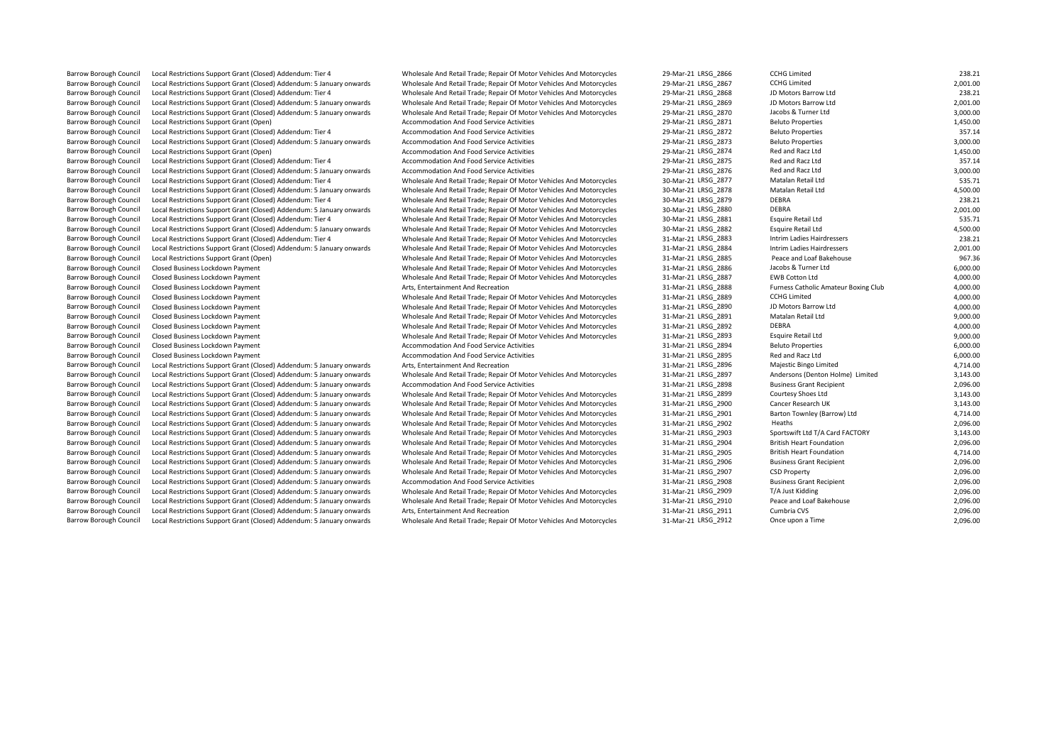| | | | | | | |
|---|---|---|---|---|---|---|
| Barrow Borough Council | Local Restrictions Support Grant (Closed) Addendum: Tier 4 | Wholesale And Retail Trade; Repair Of Motor Vehicles And Motorcycles | 29-Mar-21 | LRSG_2866 | CCHG Limited | 238.21 |
| Barrow Borough Council | Local Restrictions Support Grant (Closed) Addendum: 5 January onwards | Wholesale And Retail Trade; Repair Of Motor Vehicles And Motorcycles | 29-Mar-21 | LRSG_2867 | CCHG Limited | 2,001.00 |
| Barrow Borough Council | Local Restrictions Support Grant (Closed) Addendum: Tier 4 | Wholesale And Retail Trade; Repair Of Motor Vehicles And Motorcycles | 29-Mar-21 | LRSG_2868 | JD Motors Barrow Ltd | 238.21 |
| Barrow Borough Council | Local Restrictions Support Grant (Closed) Addendum: 5 January onwards | Wholesale And Retail Trade; Repair Of Motor Vehicles And Motorcycles | 29-Mar-21 | LRSG_2869 | JD Motors Barrow Ltd | 2,001.00 |
| Barrow Borough Council | Local Restrictions Support Grant (Closed) Addendum: 5 January onwards | Wholesale And Retail Trade; Repair Of Motor Vehicles And Motorcycles | 29-Mar-21 | LRSG_2870 | Jacobs & Turner Ltd | 3,000.00 |
| Barrow Borough Council | Local Restrictions Support Grant (Open) | Accommodation And Food Service Activities | 29-Mar-21 | LRSG_2871 | Beluto Properties | 1,450.00 |
| Barrow Borough Council | Local Restrictions Support Grant (Closed) Addendum: Tier 4 | Accommodation And Food Service Activities | 29-Mar-21 | LRSG_2872 | Beluto Properties | 357.14 |
| Barrow Borough Council | Local Restrictions Support Grant (Closed) Addendum: 5 January onwards | Accommodation And Food Service Activities | 29-Mar-21 | LRSG_2873 | Beluto Properties | 3,000.00 |
| Barrow Borough Council | Local Restrictions Support Grant (Open) | Accommodation And Food Service Activities | 29-Mar-21 | LRSG_2874 | Red and Racz Ltd | 1,450.00 |
| Barrow Borough Council | Local Restrictions Support Grant (Closed) Addendum: Tier 4 | Accommodation And Food Service Activities | 29-Mar-21 | LRSG_2875 | Red and Racz Ltd | 357.14 |
| Barrow Borough Council | Local Restrictions Support Grant (Closed) Addendum: 5 January onwards | Accommodation And Food Service Activities | 29-Mar-21 | LRSG_2876 | Red and Racz Ltd | 3,000.00 |
| Barrow Borough Council | Local Restrictions Support Grant (Closed) Addendum: Tier 4 | Wholesale And Retail Trade; Repair Of Motor Vehicles And Motorcycles | 30-Mar-21 | LRSG_2877 | Matalan Retail Ltd | 535.71 |
| Barrow Borough Council | Local Restrictions Support Grant (Closed) Addendum: 5 January onwards | Wholesale And Retail Trade; Repair Of Motor Vehicles And Motorcycles | 30-Mar-21 | LRSG_2878 | Matalan Retail Ltd | 4,500.00 |
| Barrow Borough Council | Local Restrictions Support Grant (Closed) Addendum: Tier 4 | Wholesale And Retail Trade; Repair Of Motor Vehicles And Motorcycles | 30-Mar-21 | LRSG_2879 | DEBRA | 238.21 |
| Barrow Borough Council | Local Restrictions Support Grant (Closed) Addendum: 5 January onwards | Wholesale And Retail Trade; Repair Of Motor Vehicles And Motorcycles | 30-Mar-21 | LRSG_2880 | DEBRA | 2,001.00 |
| Barrow Borough Council | Local Restrictions Support Grant (Closed) Addendum: Tier 4 | Wholesale And Retail Trade; Repair Of Motor Vehicles And Motorcycles | 30-Mar-21 | LRSG_2881 | Esquire Retail Ltd | 535.71 |
| Barrow Borough Council | Local Restrictions Support Grant (Closed) Addendum: 5 January onwards | Wholesale And Retail Trade; Repair Of Motor Vehicles And Motorcycles | 30-Mar-21 | LRSG_2882 | Esquire Retail Ltd | 4,500.00 |
| Barrow Borough Council | Local Restrictions Support Grant (Closed) Addendum: Tier 4 | Wholesale And Retail Trade; Repair Of Motor Vehicles And Motorcycles | 31-Mar-21 | LRSG_2883 | Intrim Ladies Hairdressers | 238.21 |
| Barrow Borough Council | Local Restrictions Support Grant (Closed) Addendum: 5 January onwards | Wholesale And Retail Trade; Repair Of Motor Vehicles And Motorcycles | 31-Mar-21 | LRSG_2884 | Intrim Ladies Hairdressers | 2,001.00 |
| Barrow Borough Council | Local Restrictions Support Grant (Open) | Wholesale And Retail Trade; Repair Of Motor Vehicles And Motorcycles | 31-Mar-21 | LRSG_2885 | Peace and Loaf Bakehouse | 967.36 |
| Barrow Borough Council | Closed Business Lockdown Payment | Wholesale And Retail Trade; Repair Of Motor Vehicles And Motorcycles | 31-Mar-21 | LRSG_2886 | Jacobs & Turner Ltd | 6,000.00 |
| Barrow Borough Council | Closed Business Lockdown Payment | Wholesale And Retail Trade; Repair Of Motor Vehicles And Motorcycles | 31-Mar-21 | LRSG_2887 | EWB Cotton Ltd | 4,000.00 |
| Barrow Borough Council | Closed Business Lockdown Payment | Arts, Entertainment And Recreation | 31-Mar-21 | LRSG_2888 | Furness Catholic Amateur Boxing Club | 4,000.00 |
| Barrow Borough Council | Closed Business Lockdown Payment | Wholesale And Retail Trade; Repair Of Motor Vehicles And Motorcycles | 31-Mar-21 | LRSG_2889 | CCHG Limited | 4,000.00 |
| Barrow Borough Council | Closed Business Lockdown Payment | Wholesale And Retail Trade; Repair Of Motor Vehicles And Motorcycles | 31-Mar-21 | LRSG_2890 | JD Motors Barrow Ltd | 4,000.00 |
| Barrow Borough Council | Closed Business Lockdown Payment | Wholesale And Retail Trade; Repair Of Motor Vehicles And Motorcycles | 31-Mar-21 | LRSG_2891 | Matalan Retail Ltd | 9,000.00 |
| Barrow Borough Council | Closed Business Lockdown Payment | Wholesale And Retail Trade; Repair Of Motor Vehicles And Motorcycles | 31-Mar-21 | LRSG_2892 | DEBRA | 4,000.00 |
| Barrow Borough Council | Closed Business Lockdown Payment | Wholesale And Retail Trade; Repair Of Motor Vehicles And Motorcycles | 31-Mar-21 | LRSG_2893 | Esquire Retail Ltd | 9,000.00 |
| Barrow Borough Council | Closed Business Lockdown Payment | Accommodation And Food Service Activities | 31-Mar-21 | LRSG_2894 | Beluto Properties | 6,000.00 |
| Barrow Borough Council | Closed Business Lockdown Payment | Accommodation And Food Service Activities | 31-Mar-21 | LRSG_2895 | Red and Racz Ltd | 6,000.00 |
| Barrow Borough Council | Local Restrictions Support Grant (Closed) Addendum: 5 January onwards | Arts, Entertainment And Recreation | 31-Mar-21 | LRSG_2896 | Majestic Bingo Limited | 4,714.00 |
| Barrow Borough Council | Local Restrictions Support Grant (Closed) Addendum: 5 January onwards | Wholesale And Retail Trade; Repair Of Motor Vehicles And Motorcycles | 31-Mar-21 | LRSG_2897 | Andersons (Denton Holme) Limited | 3,143.00 |
| Barrow Borough Council | Local Restrictions Support Grant (Closed) Addendum: 5 January onwards | Accommodation And Food Service Activities | 31-Mar-21 | LRSG_2898 | Business Grant Recipient | 2,096.00 |
| Barrow Borough Council | Local Restrictions Support Grant (Closed) Addendum: 5 January onwards | Wholesale And Retail Trade; Repair Of Motor Vehicles And Motorcycles | 31-Mar-21 | LRSG_2899 | Courtesy Shoes Ltd | 3,143.00 |
| Barrow Borough Council | Local Restrictions Support Grant (Closed) Addendum: 5 January onwards | Wholesale And Retail Trade; Repair Of Motor Vehicles And Motorcycles | 31-Mar-21 | LRSG_2900 | Cancer Research UK | 3,143.00 |
| Barrow Borough Council | Local Restrictions Support Grant (Closed) Addendum: 5 January onwards | Wholesale And Retail Trade; Repair Of Motor Vehicles And Motorcycles | 31-Mar-21 | LRSG_2901 | Barton Townley (Barrow) Ltd | 4,714.00 |
| Barrow Borough Council | Local Restrictions Support Grant (Closed) Addendum: 5 January onwards | Wholesale And Retail Trade; Repair Of Motor Vehicles And Motorcycles | 31-Mar-21 | LRSG_2902 | Heaths | 2,096.00 |
| Barrow Borough Council | Local Restrictions Support Grant (Closed) Addendum: 5 January onwards | Wholesale And Retail Trade; Repair Of Motor Vehicles And Motorcycles | 31-Mar-21 | LRSG_2903 | Sportswift Ltd T/A Card FACTORY | 3,143.00 |
| Barrow Borough Council | Local Restrictions Support Grant (Closed) Addendum: 5 January onwards | Wholesale And Retail Trade; Repair Of Motor Vehicles And Motorcycles | 31-Mar-21 | LRSG_2904 | British Heart Foundation | 2,096.00 |
| Barrow Borough Council | Local Restrictions Support Grant (Closed) Addendum: 5 January onwards | Wholesale And Retail Trade; Repair Of Motor Vehicles And Motorcycles | 31-Mar-21 | LRSG_2905 | British Heart Foundation | 4,714.00 |
| Barrow Borough Council | Local Restrictions Support Grant (Closed) Addendum: 5 January onwards | Wholesale And Retail Trade; Repair Of Motor Vehicles And Motorcycles | 31-Mar-21 | LRSG_2906 | Business Grant Recipient | 2,096.00 |
| Barrow Borough Council | Local Restrictions Support Grant (Closed) Addendum: 5 January onwards | Wholesale And Retail Trade; Repair Of Motor Vehicles And Motorcycles | 31-Mar-21 | LRSG_2907 | CSD Property | 2,096.00 |
| Barrow Borough Council | Local Restrictions Support Grant (Closed) Addendum: 5 January onwards | Accommodation And Food Service Activities | 31-Mar-21 | LRSG_2908 | Business Grant Recipient | 2,096.00 |
| Barrow Borough Council | Local Restrictions Support Grant (Closed) Addendum: 5 January onwards | Wholesale And Retail Trade; Repair Of Motor Vehicles And Motorcycles | 31-Mar-21 | LRSG_2909 | T/A Just Kidding | 2,096.00 |
| Barrow Borough Council | Local Restrictions Support Grant (Closed) Addendum: 5 January onwards | Wholesale And Retail Trade; Repair Of Motor Vehicles And Motorcycles | 31-Mar-21 | LRSG_2910 | Peace and Loaf Bakehouse | 2,096.00 |
| Barrow Borough Council | Local Restrictions Support Grant (Closed) Addendum: 5 January onwards | Arts, Entertainment And Recreation | 31-Mar-21 | LRSG_2911 | Cumbria CVS | 2,096.00 |
| Barrow Borough Council | Local Restrictions Support Grant (Closed) Addendum: 5 January onwards | Wholesale And Retail Trade; Repair Of Motor Vehicles And Motorcycles | 31-Mar-21 | LRSG_2912 | Once upon a Time | 2,096.00 |